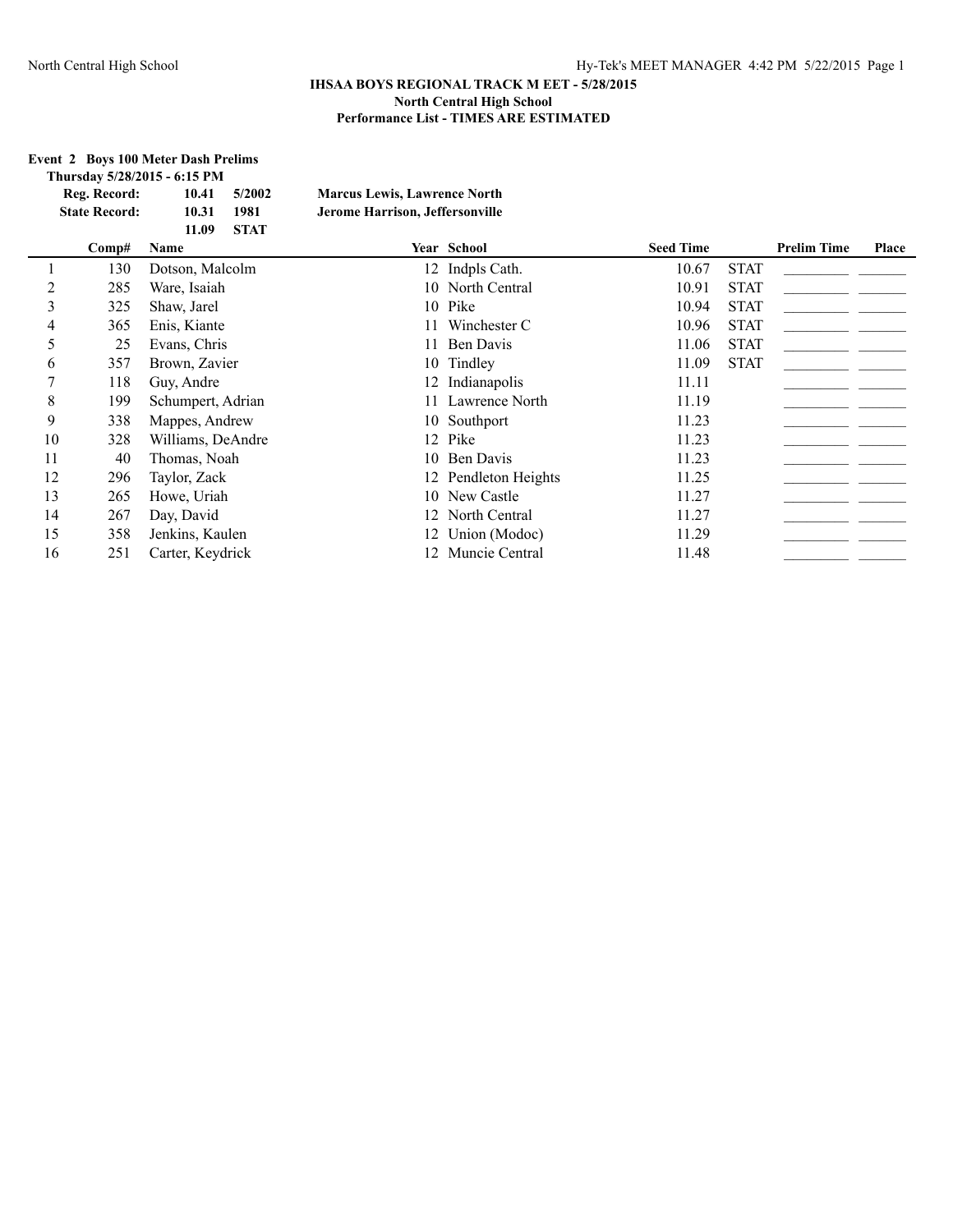### IHSAA BOYS REGIONAL TRACK M EET - 5/28/2015
### North Central High School
### Performance List - TIMES ARE ESTIMATED

**Event 2 Boys 100 Meter Dash Prelims**

**Thursday 5/28/2015 - 6:15 PM**

| | | | |
|---|---|---|---|
| **Reg. Record:** | **10.41** | **5/2002** | **Marcus Lewis, Lawrence North** |
| **State Record:** | **10.31** | **1981** | **Jerome Harrison, Jeffersonville** |
| | **11.09** | **STAT** | |

| | Comp# | Name | Year | School | Seed Time | | Prelim Time | Place |
|---|---|---|---|---|---|---|---|---|
| 1 | 130 | Dotson, Malcolm | 12 | Indpls Cath. | 10.67 | STAT | _________ | _______ |
| 2 | 285 | Ware, Isaiah | 10 | North Central | 10.91 | STAT | _________ | _______ |
| 3 | 325 | Shaw, Jarel | 10 | Pike | 10.94 | STAT | _________ | _______ |
| 4 | 365 | Enis, Kiante | 11 | Winchester C | 10.96 | STAT | _________ | _______ |
| 5 | 25 | Evans, Chris | 11 | Ben Davis | 11.06 | STAT | _________ | _______ |
| 6 | 357 | Brown, Zavier | 10 | Tindley | 11.09 | STAT | _________ | _______ |
| 7 | 118 | Guy, Andre | 12 | Indianapolis | 11.11 | | _________ | _______ |
| 8 | 199 | Schumpert, Adrian | 11 | Lawrence North | 11.19 | | _________ | _______ |
| 9 | 338 | Mappes, Andrew | 10 | Southport | 11.23 | | _________ | _______ |
| 10 | 328 | Williams, DeAndre | 12 | Pike | 11.23 | | _________ | _______ |
| 11 | 40 | Thomas, Noah | 10 | Ben Davis | 11.23 | | _________ | _______ |
| 12 | 296 | Taylor, Zack | 12 | Pendleton Heights | 11.25 | | _________ | _______ |
| 13 | 265 | Howe, Uriah | 10 | New Castle | 11.27 | | _________ | _______ |
| 14 | 267 | Day, David | 12 | North Central | 11.27 | | _________ | _______ |
| 15 | 358 | Jenkins, Kaulen | 12 | Union (Modoc) | 11.29 | | _________ | _______ |
| 16 | 251 | Carter, Keydrick | 12 | Muncie Central | 11.48 | | _________ | _______ |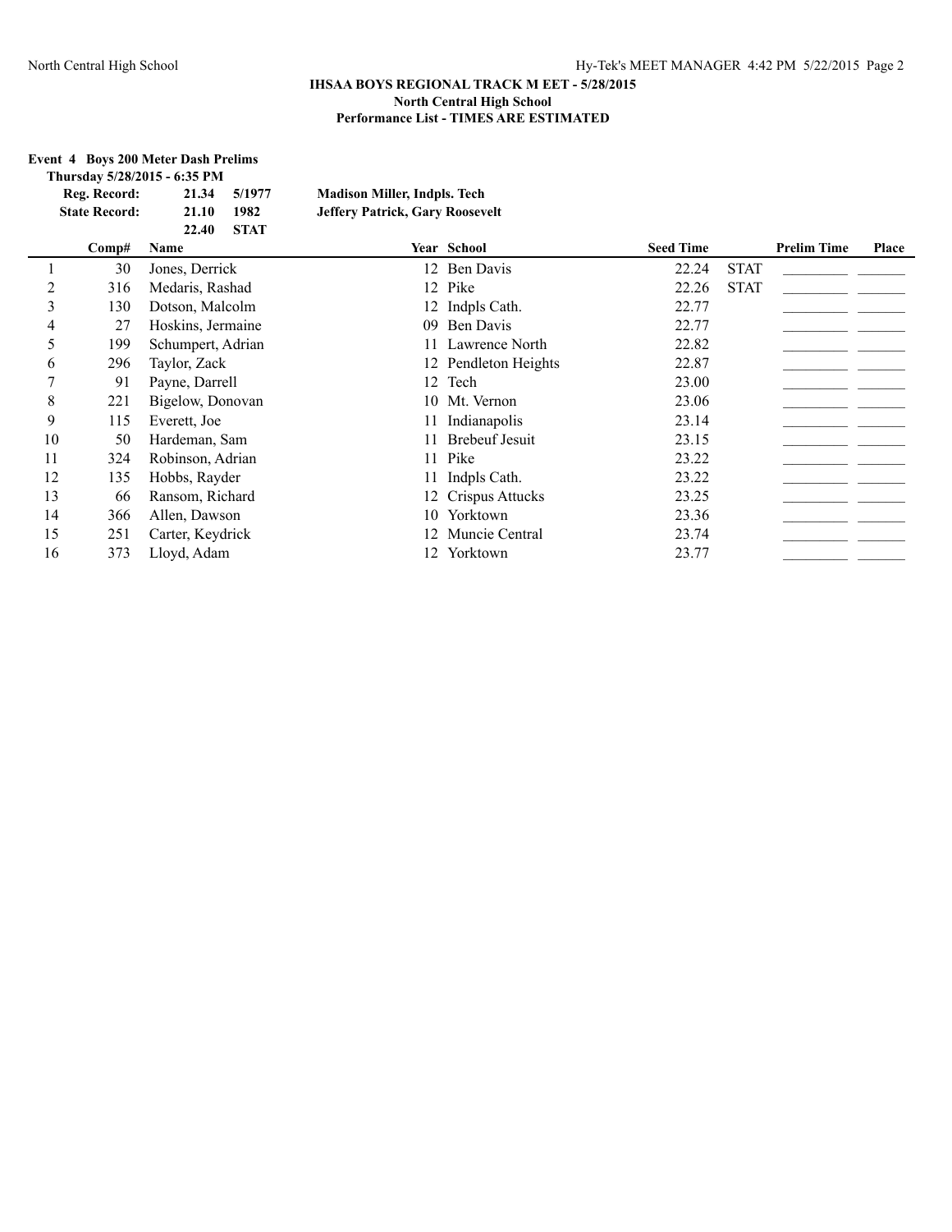## IHSAA BOYS REGIONAL TRACK M EET - 5/28/2015
### North Central High School
### Performance List - TIMES ARE ESTIMATED

**Event 4 Boys 200 Meter Dash Prelims**

**Thursday 5/28/2015 - 6:35 PM**

| | | | |
|---|---|---|---|
| **Reg. Record:** | **21.34** | **5/1977** | **Madison Miller, Indpls. Tech** |
| **State Record:** | **21.10** | **1982** | **Jeffery Patrick, Gary Roosevelt** |
| | **22.40** | **STAT** | |

| | Comp# | Name | Year | School | Seed Time | | Prelim Time | Place |
|---|---|---|---|---|---|---|---|---|
| 1 | 30 | Jones, Derrick | 12 | Ben Davis | 22.24 | STAT | _________ | _______ |
| 2 | 316 | Medaris, Rashad | 12 | Pike | 22.26 | STAT | _________ | _______ |
| 3 | 130 | Dotson, Malcolm | 12 | Indpls Cath. | 22.77 | | _________ | _______ |
| 4 | 27 | Hoskins, Jermaine | 09 | Ben Davis | 22.77 | | _________ | _______ |
| 5 | 199 | Schumpert, Adrian | 11 | Lawrence North | 22.82 | | _________ | _______ |
| 6 | 296 | Taylor, Zack | 12 | Pendleton Heights | 22.87 | | _________ | _______ |
| 7 | 91 | Payne, Darrell | 12 | Tech | 23.00 | | _________ | _______ |
| 8 | 221 | Bigelow, Donovan | 10 | Mt. Vernon | 23.06 | | _________ | _______ |
| 9 | 115 | Everett, Joe | 11 | Indianapolis | 23.14 | | _________ | _______ |
| 10 | 50 | Hardeman, Sam | 11 | Brebeuf Jesuit | 23.15 | | _________ | _______ |
| 11 | 324 | Robinson, Adrian | 11 | Pike | 23.22 | | _________ | _______ |
| 12 | 135 | Hobbs, Rayder | 11 | Indpls Cath. | 23.22 | | _________ | _______ |
| 13 | 66 | Ransom, Richard | 12 | Crispus Attucks | 23.25 | | _________ | _______ |
| 14 | 366 | Allen, Dawson | 10 | Yorktown | 23.36 | | _________ | _______ |
| 15 | 251 | Carter, Keydrick | 12 | Muncie Central | 23.74 | | _________ | _______ |
| 16 | 373 | Lloyd, Adam | 12 | Yorktown | 23.77 | | _________ | _______ |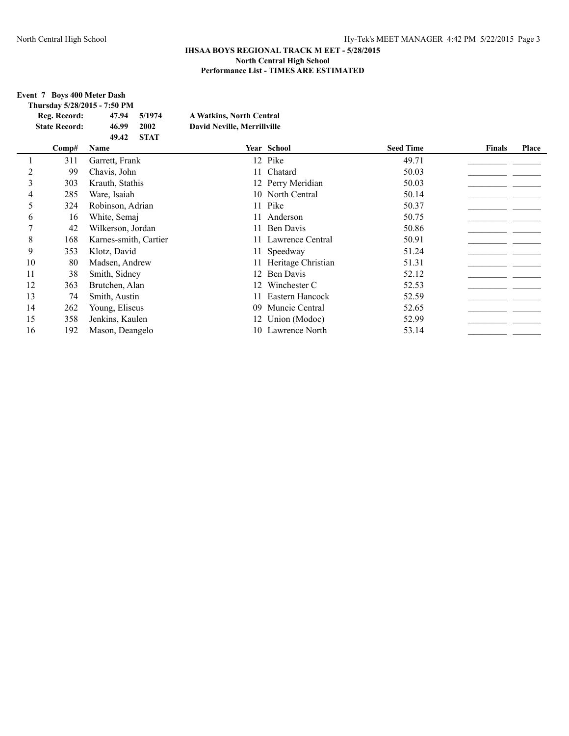### IHSAA BOYS REGIONAL TRACK M EET - 5/28/2015
### North Central High School
### Performance List - TIMES ARE ESTIMATED

**Event 7 Boys 400 Meter Dash**

**Thursday 5/28/2015 - 7:50 PM**

| | | | |
|---|---|---|---|
| **Reg. Record:** | **47.94** | **5/1974** | **A Watkins, North Central** |
| **State Record:** | **46.99** | **2002** | **David Neville, Merrillville** |
| | **49.42** | **STAT** | |

| | Comp# | Name | Year | School | Seed Time | Finals | Place |
|---|---|---|---|---|---|---|---|
| 1 | 311 | Garrett, Frank | 12 | Pike | 49.71 | _________ | _______ |
| 2 | 99 | Chavis, John | 11 | Chatard | 50.03 | _________ | _______ |
| 3 | 303 | Krauth, Stathis | 12 | Perry Meridian | 50.03 | _________ | _______ |
| 4 | 285 | Ware, Isaiah | 10 | North Central | 50.14 | _________ | _______ |
| 5 | 324 | Robinson, Adrian | 11 | Pike | 50.37 | _________ | _______ |
| 6 | 16 | White, Semaj | 11 | Anderson | 50.75 | _________ | _______ |
| 7 | 42 | Wilkerson, Jordan | 11 | Ben Davis | 50.86 | _________ | _______ |
| 8 | 168 | Karnes-smith, Cartier | 11 | Lawrence Central | 50.91 | _________ | _______ |
| 9 | 353 | Klotz, David | 11 | Speedway | 51.24 | _________ | _______ |
| 10 | 80 | Madsen, Andrew | 11 | Heritage Christian | 51.31 | _________ | _______ |
| 11 | 38 | Smith, Sidney | 12 | Ben Davis | 52.12 | _________ | _______ |
| 12 | 363 | Brutchen, Alan | 12 | Winchester C | 52.53 | _________ | _______ |
| 13 | 74 | Smith, Austin | 11 | Eastern Hancock | 52.59 | _________ | _______ |
| 14 | 262 | Young, Eliseus | 09 | Muncie Central | 52.65 | _________ | _______ |
| 15 | 358 | Jenkins, Kaulen | 12 | Union (Modoc) | 52.99 | _________ | _______ |
| 16 | 192 | Mason, Deangelo | 10 | Lawrence North | 53.14 | _________ | _______ |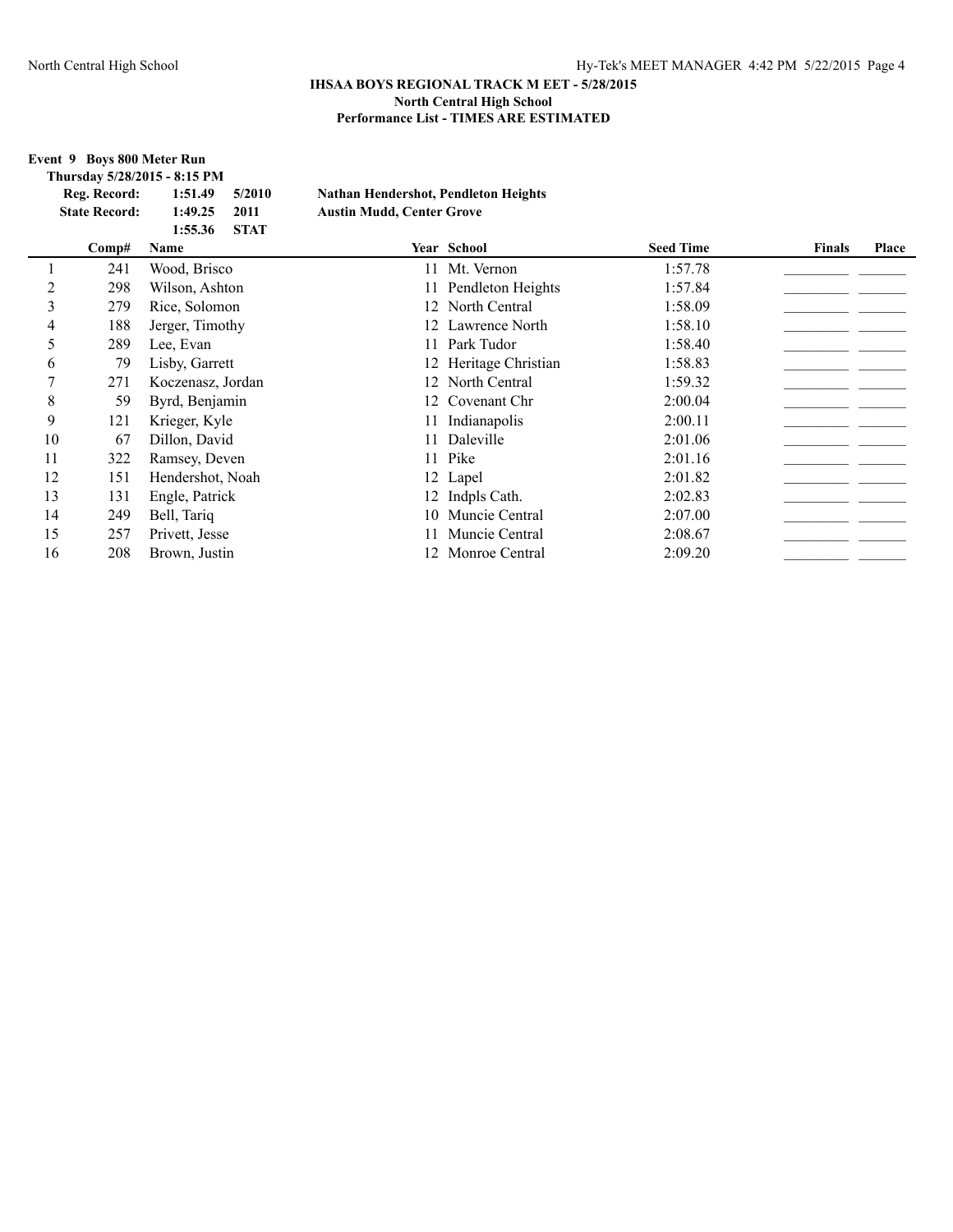### IHSAA BOYS REGIONAL TRACK M EET - 5/28/2015
### North Central High School
### Performance List - TIMES ARE ESTIMATED

**Event 9 Boys 800 Meter Run**

**Thursday 5/28/2015 - 8:15 PM**

| | | | |
|---|---|---|---|
| **Reg. Record:** | **1:51.49** | **5/2010** | **Nathan Hendershot, Pendleton Heights** |
| **State Record:** | **1:49.25** | **2011** | **Austin Mudd, Center Grove** |
| | **1:55.36** | **STAT** | |

| | Comp# | Name | Year | School | Seed Time | Finals | Place |
|---|---|---|---|---|---|---|---|
| 1 | 241 | Wood, Brisco | 11 | Mt. Vernon | 1:57.78 | _________ | _______ |
| 2 | 298 | Wilson, Ashton | 11 | Pendleton Heights | 1:57.84 | _________ | _______ |
| 3 | 279 | Rice, Solomon | 12 | North Central | 1:58.09 | _________ | _______ |
| 4 | 188 | Jerger, Timothy | 12 | Lawrence North | 1:58.10 | _________ | _______ |
| 5 | 289 | Lee, Evan | 11 | Park Tudor | 1:58.40 | _________ | _______ |
| 6 | 79 | Lisby, Garrett | 12 | Heritage Christian | 1:58.83 | _________ | _______ |
| 7 | 271 | Koczenasz, Jordan | 12 | North Central | 1:59.32 | _________ | _______ |
| 8 | 59 | Byrd, Benjamin | 12 | Covenant Chr | 2:00.04 | _________ | _______ |
| 9 | 121 | Krieger, Kyle | 11 | Indianapolis | 2:00.11 | _________ | _______ |
| 10 | 67 | Dillon, David | 11 | Daleville | 2:01.06 | _________ | _______ |
| 11 | 322 | Ramsey, Deven | 11 | Pike | 2:01.16 | _________ | _______ |
| 12 | 151 | Hendershot, Noah | 12 | Lapel | 2:01.82 | _________ | _______ |
| 13 | 131 | Engle, Patrick | 12 | Indpls Cath. | 2:02.83 | _________ | _______ |
| 14 | 249 | Bell, Tariq | 10 | Muncie Central | 2:07.00 | _________ | _______ |
| 15 | 257 | Privett, Jesse | 11 | Muncie Central | 2:08.67 | _________ | _______ |
| 16 | 208 | Brown, Justin | 12 | Monroe Central | 2:09.20 | _________ | _______ |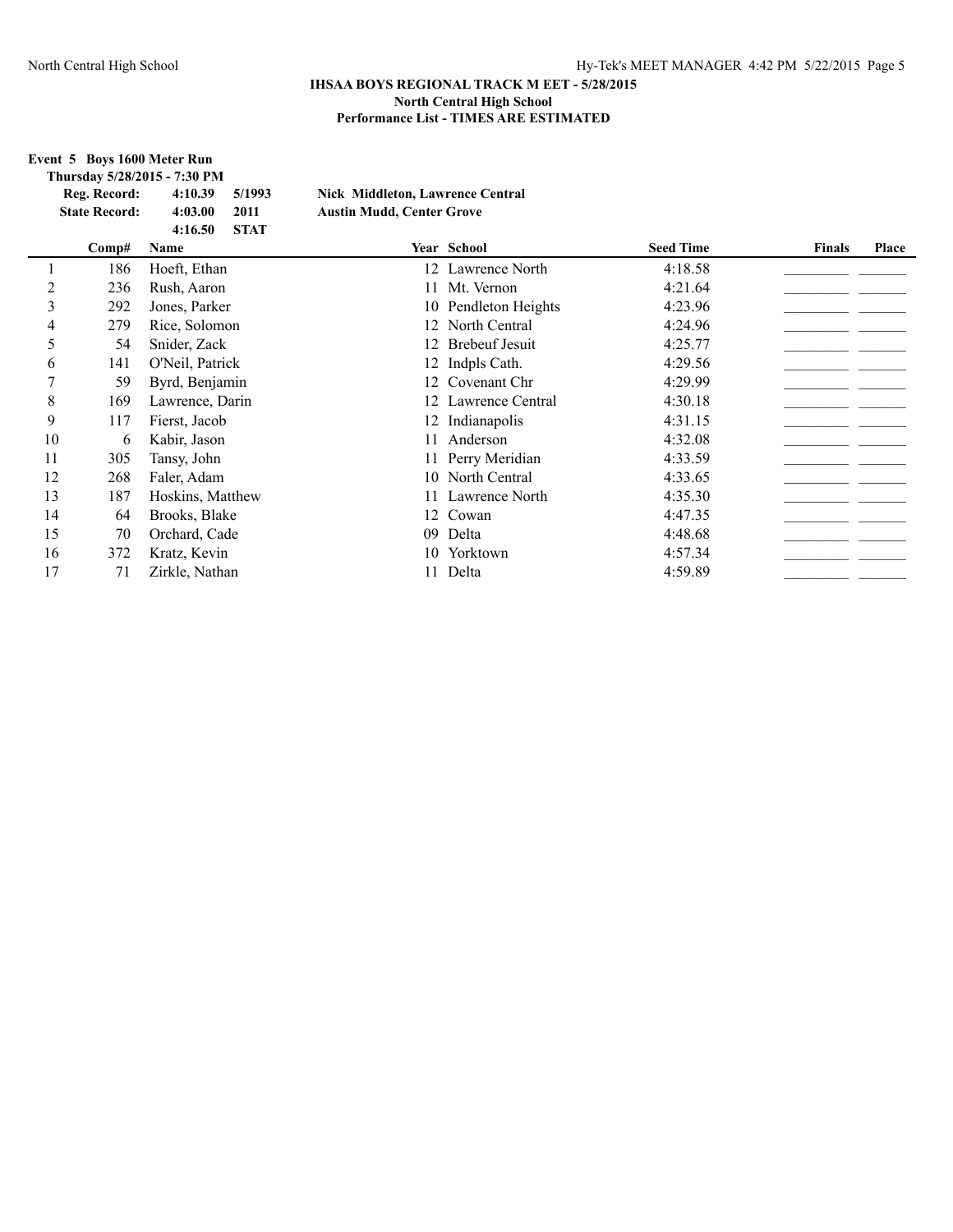**IHSAA BOYS REGIONAL TRACK MEET - 5/28/2015**
**North Central High School**
**Performance List - TIMES ARE ESTIMATED**

**Event 5 Boys 1600 Meter Run**

**Thursday 5/28/2015 - 7:30 PM**

| | | | |
|---|---|---|---|
| **Reg. Record:** | **4:10.39** | **5/1993** | **Nick Middleton, Lawrence Central** |
| **State Record:** | **4:03.00** | **2011** | **Austin Mudd, Center Grove** |
| | **4:16.50** | **STAT** | |

| | Comp# | Name | Year | School | Seed Time | Finals | Place |
|---|---|---|---|---|---|---|---|
| 1 | 186 | Hoeft, Ethan | 12 | Lawrence North | 4:18.58 | | |
| 2 | 236 | Rush, Aaron | 11 | Mt. Vernon | 4:21.64 | | |
| 3 | 292 | Jones, Parker | 10 | Pendleton Heights | 4:23.96 | | |
| 4 | 279 | Rice, Solomon | 12 | North Central | 4:24.96 | | |
| 5 | 54 | Snider, Zack | 12 | Brebeuf Jesuit | 4:25.77 | | |
| 6 | 141 | O'Neil, Patrick | 12 | Indpls Cath. | 4:29.56 | | |
| 7 | 59 | Byrd, Benjamin | 12 | Covenant Chr | 4:29.99 | | |
| 8 | 169 | Lawrence, Darin | 12 | Lawrence Central | 4:30.18 | | |
| 9 | 117 | Fierst, Jacob | 12 | Indianapolis | 4:31.15 | | |
| 10 | 6 | Kabir, Jason | 11 | Anderson | 4:32.08 | | |
| 11 | 305 | Tansy, John | 11 | Perry Meridian | 4:33.59 | | |
| 12 | 268 | Faler, Adam | 10 | North Central | 4:33.65 | | |
| 13 | 187 | Hoskins, Matthew | 11 | Lawrence North | 4:35.30 | | |
| 14 | 64 | Brooks, Blake | 12 | Cowan | 4:47.35 | | |
| 15 | 70 | Orchard, Cade | 09 | Delta | 4:48.68 | | |
| 16 | 372 | Kratz, Kevin | 10 | Yorktown | 4:57.34 | | |
| 17 | 71 | Zirkle, Nathan | 11 | Delta | 4:59.89 | | |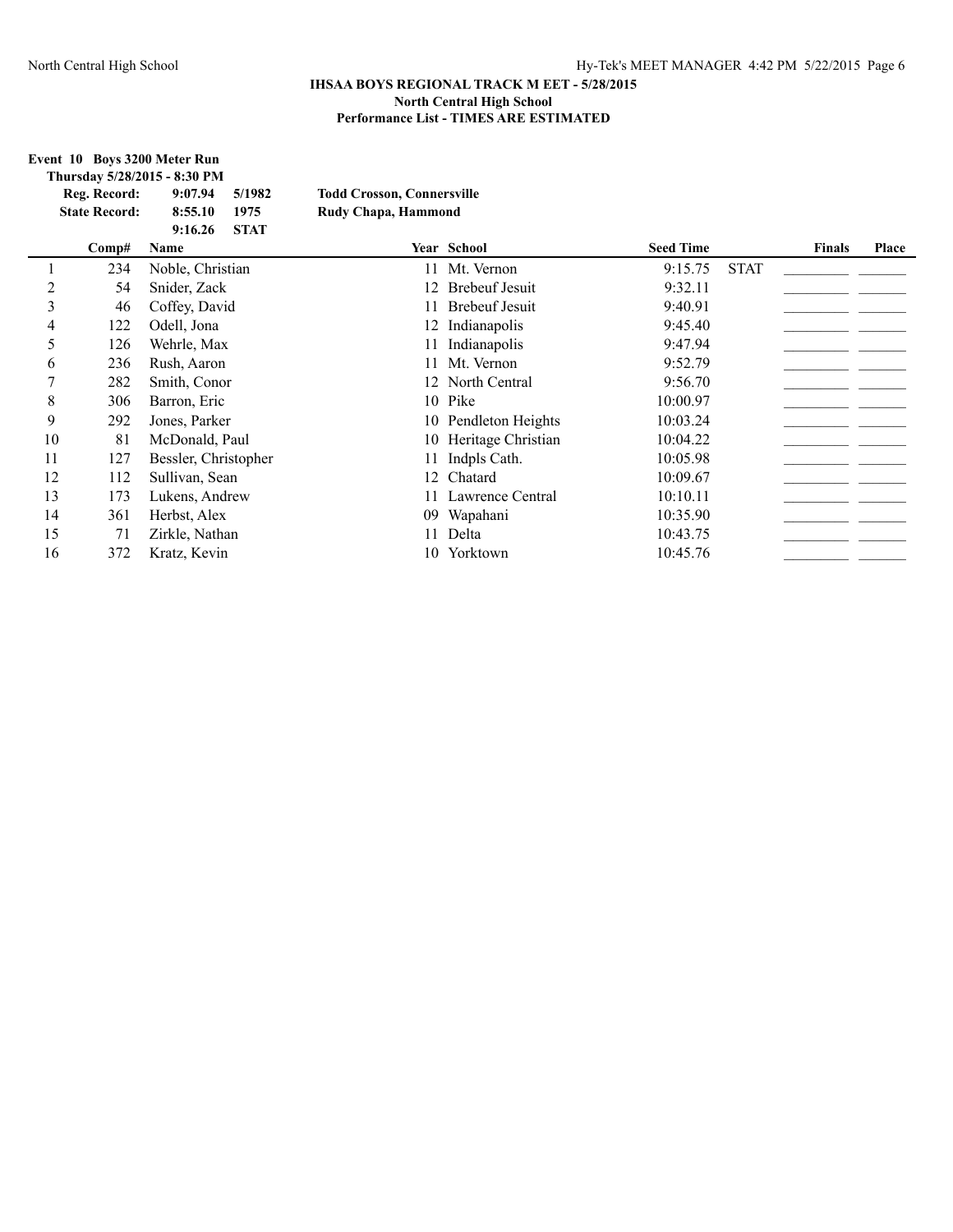## IHSAA BOYS REGIONAL TRACK M EET - 5/28/2015
### North Central High School
### Performance List - TIMES ARE ESTIMATED

**Event 10 Boys 3200 Meter Run**

**Thursday 5/28/2015 - 8:30 PM**

| | | | |
|---|---|---|---|
| **Reg. Record:** | **9:07.94** | **5/1982** | **Todd Crosson, Connersville** |
| **State Record:** | **8:55.10** | **1975** | **Rudy Chapa, Hammond** |
| | **9:16.26** | **STAT** | |

| | Comp# | Name | Year | School | Seed Time | | Finals | Place |
|---|---|---|---|---|---|---|---|---|
| 1 | 234 | Noble, Christian | 11 | Mt. Vernon | 9:15.75 | STAT | _________ | _______ |
| 2 | 54 | Snider, Zack | 12 | Brebeuf Jesuit | 9:32.11 | | _________ | _______ |
| 3 | 46 | Coffey, David | 11 | Brebeuf Jesuit | 9:40.91 | | _________ | _______ |
| 4 | 122 | Odell, Jona | 12 | Indianapolis | 9:45.40 | | _________ | _______ |
| 5 | 126 | Wehrle, Max | 11 | Indianapolis | 9:47.94 | | _________ | _______ |
| 6 | 236 | Rush, Aaron | 11 | Mt. Vernon | 9:52.79 | | _________ | _______ |
| 7 | 282 | Smith, Conor | 12 | North Central | 9:56.70 | | _________ | _______ |
| 8 | 306 | Barron, Eric | 10 | Pike | 10:00.97 | | _________ | _______ |
| 9 | 292 | Jones, Parker | 10 | Pendleton Heights | 10:03.24 | | _________ | _______ |
| 10 | 81 | McDonald, Paul | 10 | Heritage Christian | 10:04.22 | | _________ | _______ |
| 11 | 127 | Bessler, Christopher | 11 | Indpls Cath. | 10:05.98 | | _________ | _______ |
| 12 | 112 | Sullivan, Sean | 12 | Chatard | 10:09.67 | | _________ | _______ |
| 13 | 173 | Lukens, Andrew | 11 | Lawrence Central | 10:10.11 | | _________ | _______ |
| 14 | 361 | Herbst, Alex | 09 | Wapahani | 10:35.90 | | _________ | _______ |
| 15 | 71 | Zirkle, Nathan | 11 | Delta | 10:43.75 | | _________ | _______ |
| 16 | 372 | Kratz, Kevin | 10 | Yorktown | 10:45.76 | | _________ | _______ |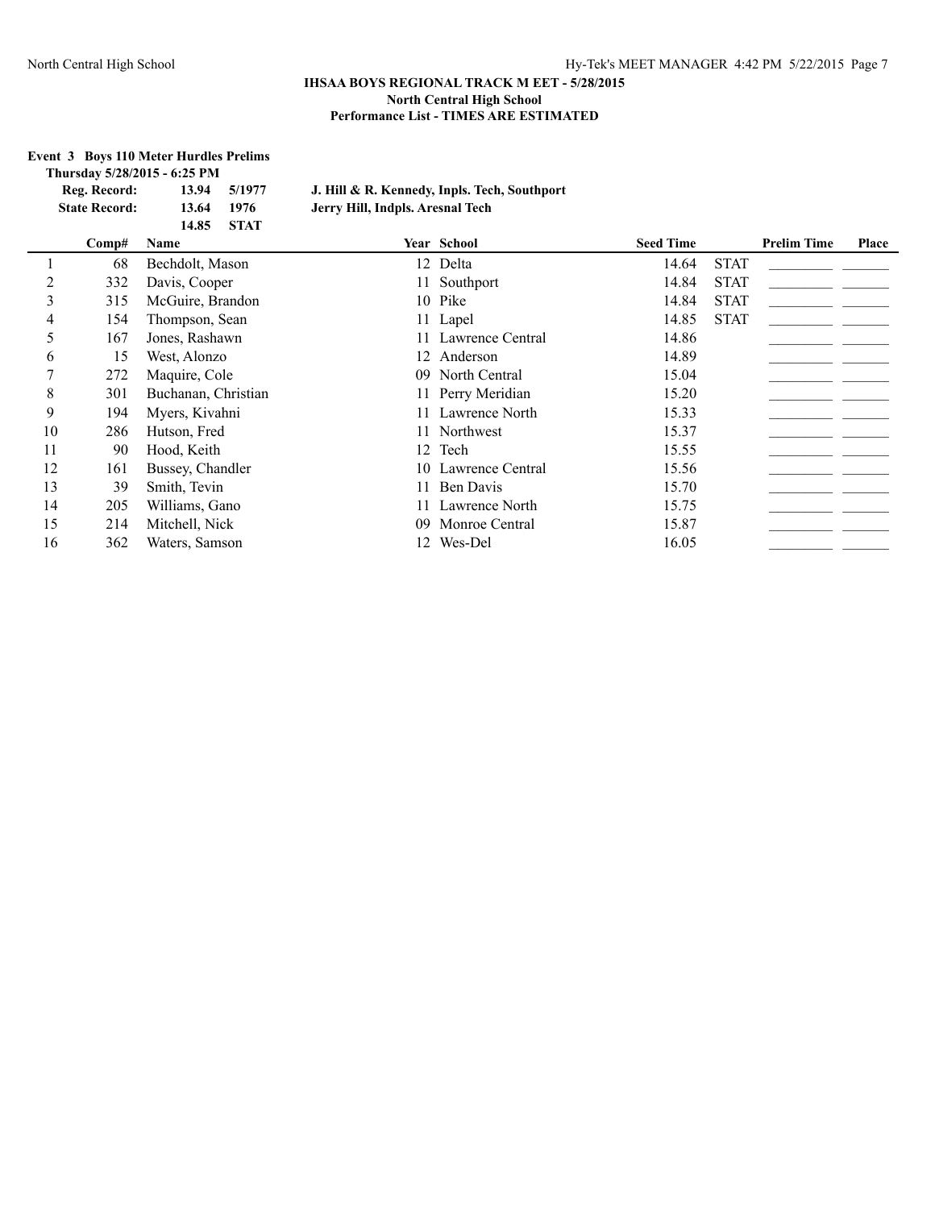**IHSAA BOYS REGIONAL TRACK M EET - 5/28/2015**
**North Central High School**
**Performance List - TIMES ARE ESTIMATED**

**Event 3 Boys 110 Meter Hurdles Prelims**

**Thursday 5/28/2015 - 6:25 PM**

| | | | |
|---|---|---|---|
| **Reg. Record:** | **13.94** | **5/1977** | **J. Hill & R. Kennedy, Inpls. Tech, Southport** |
| **State Record:** | **13.64** | **1976** | **Jerry Hill, Indpls. Aresnal Tech** |
| | **14.85** | **STAT** | |

| | Comp# | Name | Year | School | Seed Time | | Prelim Time | Place |
|---|---|---|---|---|---|---|---|---|
| 1 | 68 | Bechdolt, Mason | 12 | Delta | 14.64 | STAT | _________ | _______ |
| 2 | 332 | Davis, Cooper | 11 | Southport | 14.84 | STAT | _________ | _______ |
| 3 | 315 | McGuire, Brandon | 10 | Pike | 14.84 | STAT | _________ | _______ |
| 4 | 154 | Thompson, Sean | 11 | Lapel | 14.85 | STAT | _________ | _______ |
| 5 | 167 | Jones, Rashawn | 11 | Lawrence Central | 14.86 | | _________ | _______ |
| 6 | 15 | West, Alonzo | 12 | Anderson | 14.89 | | _________ | _______ |
| 7 | 272 | Maquire, Cole | 09 | North Central | 15.04 | | _________ | _______ |
| 8 | 301 | Buchanan, Christian | 11 | Perry Meridian | 15.20 | | _________ | _______ |
| 9 | 194 | Myers, Kivahni | 11 | Lawrence North | 15.33 | | _________ | _______ |
| 10 | 286 | Hutson, Fred | 11 | Northwest | 15.37 | | _________ | _______ |
| 11 | 90 | Hood, Keith | 12 | Tech | 15.55 | | _________ | _______ |
| 12 | 161 | Bussey, Chandler | 10 | Lawrence Central | 15.56 | | _________ | _______ |
| 13 | 39 | Smith, Tevin | 11 | Ben Davis | 15.70 | | _________ | _______ |
| 14 | 205 | Williams, Gano | 11 | Lawrence North | 15.75 | | _________ | _______ |
| 15 | 214 | Mitchell, Nick | 09 | Monroe Central | 15.87 | | _________ | _______ |
| 16 | 362 | Waters, Samson | 12 | Wes-Del | 16.05 | | _________ | _______ |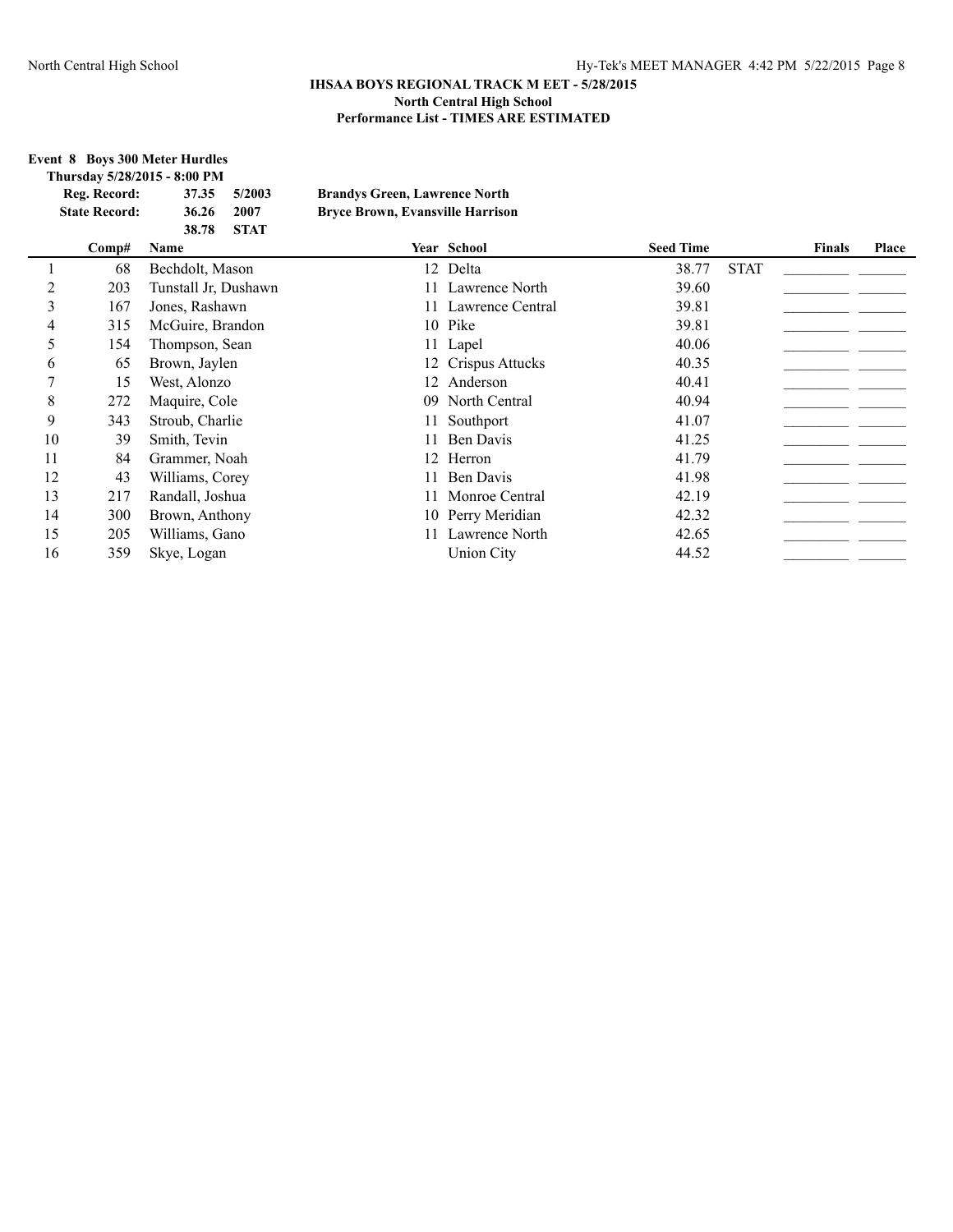## IHSAA BOYS REGIONAL TRACK M EET - 5/28/2015

**North Central High School**

**Performance List - TIMES ARE ESTIMATED**

### Event 8 Boys 300 Meter Hurdles

**Thursday 5/28/2015 - 8:00 PM**

| | | | |
|---|---|---|---|
| **Reg. Record:** | **37.35** | **5/2003** | **Brandys Green, Lawrence North** |
| **State Record:** | **36.26** | **2007** | **Bryce Brown, Evansville Harrison** |
| | **38.78** | **STAT** | |

| | Comp# | Name | Year | School | Seed Time | | Finals | Place |
|---|---|---|---|---|---|---|---|---|
| 1 | 68 | Bechdolt, Mason | 12 | Delta | 38.77 | STAT | _________ | _______ |
| 2 | 203 | Tunstall Jr, Dushawn | 11 | Lawrence North | 39.60 | | _________ | _______ |
| 3 | 167 | Jones, Rashawn | 11 | Lawrence Central | 39.81 | | _________ | _______ |
| 4 | 315 | McGuire, Brandon | 10 | Pike | 39.81 | | _________ | _______ |
| 5 | 154 | Thompson, Sean | 11 | Lapel | 40.06 | | _________ | _______ |
| 6 | 65 | Brown, Jaylen | 12 | Crispus Attucks | 40.35 | | _________ | _______ |
| 7 | 15 | West, Alonzo | 12 | Anderson | 40.41 | | _________ | _______ |
| 8 | 272 | Maquire, Cole | 09 | North Central | 40.94 | | _________ | _______ |
| 9 | 343 | Stroub, Charlie | 11 | Southport | 41.07 | | _________ | _______ |
| 10 | 39 | Smith, Tevin | 11 | Ben Davis | 41.25 | | _________ | _______ |
| 11 | 84 | Grammer, Noah | 12 | Herron | 41.79 | | _________ | _______ |
| 12 | 43 | Williams, Corey | 11 | Ben Davis | 41.98 | | _________ | _______ |
| 13 | 217 | Randall, Joshua | 11 | Monroe Central | 42.19 | | _________ | _______ |
| 14 | 300 | Brown, Anthony | 10 | Perry Meridian | 42.32 | | _________ | _______ |
| 15 | 205 | Williams, Gano | 11 | Lawrence North | 42.65 | | _________ | _______ |
| 16 | 359 | Skye, Logan | | Union City | 44.52 | | _________ | _______ |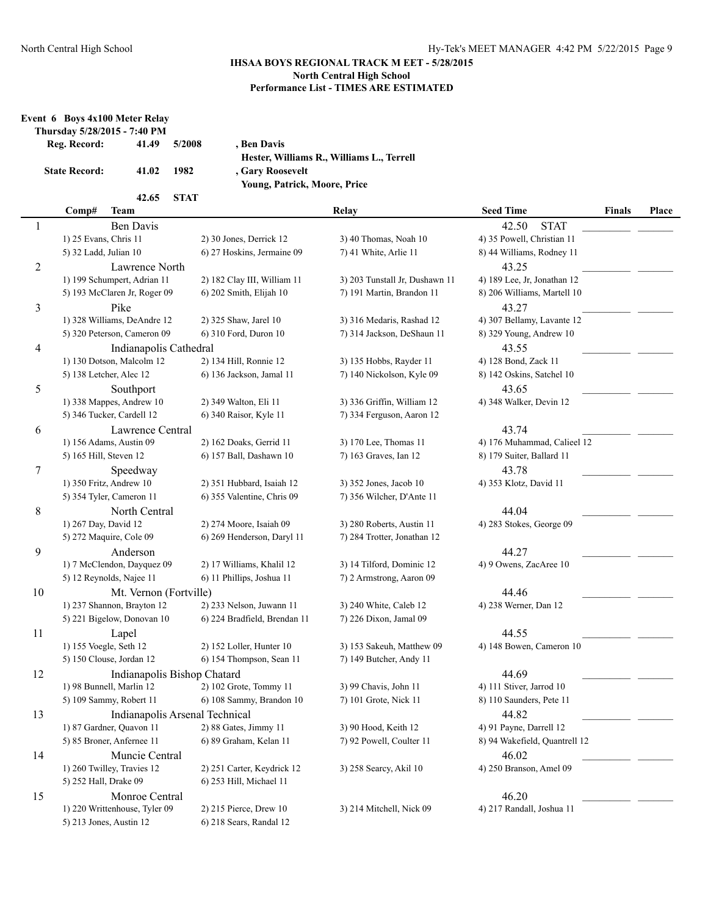### IHSAA BOYS REGIONAL TRACK MEET - 5/28/2015
### North Central High School
### Performance List - TIMES ARE ESTIMATED

**Event 6 Boys 4x100 Meter Relay**

**Thursday 5/28/2015 - 7:40 PM**

| | | | |
|---|---|---|---|
| **Reg. Record:** | **41.49** | **5/2008** | **, Ben Davis** |
| | | | **Hester, Williams R., Williams L., Terrell** |
| **State Record:** | **41.02** | **1982** | **, Gary Roosevelt** |
| | | | **Young, Patrick, Moore, Price** |
| | **42.65** | **STAT** | |

| | Comp# Team | | Relay | Seed Time | Finals | Place |
|---|---|---|---|---|---|---|
| 1 | Ben Davis | | | 42.50 STAT | | |
| | 1) 25 Evans, Chris 11 | 2) 30 Jones, Derrick 12 | 3) 40 Thomas, Noah 10 | 4) 35 Powell, Christian 11 | | |
| | 5) 32 Ladd, Julian 10 | 6) 27 Hoskins, Jermaine 09 | 7) 41 White, Arlie 11 | 8) 44 Williams, Rodney 11 | | |
| 2 | Lawrence North | | | 43.25 | | |
| | 1) 199 Schumpert, Adrian 11 | 2) 182 Clay III, William 11 | 3) 203 Tunstall Jr, Dushawn 11 | 4) 189 Lee, Jr, Jonathan 12 | | |
| | 5) 193 McClaren Jr, Roger 09 | 6) 202 Smith, Elijah 10 | 7) 191 Martin, Brandon 11 | 8) 206 Williams, Martell 10 | | |
| 3 | Pike | | | 43.27 | | |
| | 1) 328 Williams, DeAndre 12 | 2) 325 Shaw, Jarel 10 | 3) 316 Medaris, Rashad 12 | 4) 307 Bellamy, Lavante 12 | | |
| | 5) 320 Peterson, Cameron 09 | 6) 310 Ford, Duron 10 | 7) 314 Jackson, DeShaun 11 | 8) 329 Young, Andrew 10 | | |
| 4 | Indianapolis Cathedral | | | 43.55 | | |
| | 1) 130 Dotson, Malcolm 12 | 2) 134 Hill, Ronnie 12 | 3) 135 Hobbs, Rayder 11 | 4) 128 Bond, Zack 11 | | |
| | 5) 138 Letcher, Alec 12 | 6) 136 Jackson, Jamal 11 | 7) 140 Nickolson, Kyle 09 | 8) 142 Oskins, Satchel 10 | | |
| 5 | Southport | | | 43.65 | | |
| | 1) 338 Mappes, Andrew 10 | 2) 349 Walton, Eli 11 | 3) 336 Griffin, William 12 | 4) 348 Walker, Devin 12 | | |
| | 5) 346 Tucker, Cardell 12 | 6) 340 Raisor, Kyle 11 | 7) 334 Ferguson, Aaron 12 | | | |
| 6 | Lawrence Central | | | 43.74 | | |
| | 1) 156 Adams, Austin 09 | 2) 162 Doaks, Gerrid 11 | 3) 170 Lee, Thomas 11 | 4) 176 Muhammad, Calieel 12 | | |
| | 5) 165 Hill, Steven 12 | 6) 157 Ball, Dashawn 10 | 7) 163 Graves, Ian 12 | 8) 179 Suiter, Ballard 11 | | |
| 7 | Speedway | | | 43.78 | | |
| | 1) 350 Fritz, Andrew 10 | 2) 351 Hubbard, Isaiah 12 | 3) 352 Jones, Jacob 10 | 4) 353 Klotz, David 11 | | |
| | 5) 354 Tyler, Cameron 11 | 6) 355 Valentine, Chris 09 | 7) 356 Wilcher, D'Ante 11 | | | |
| 8 | North Central | | | 44.04 | | |
| | 1) 267 Day, David 12 | 2) 274 Moore, Isaiah 09 | 3) 280 Roberts, Austin 11 | 4) 283 Stokes, George 09 | | |
| | 5) 272 Maquire, Cole 09 | 6) 269 Henderson, Daryl 11 | 7) 284 Trotter, Jonathan 12 | | | |
| 9 | Anderson | | | 44.27 | | |
| | 1) 7 McClendon, Dayquez 09 | 2) 17 Williams, Khalil 12 | 3) 14 Tilford, Dominic 12 | 4) 9 Owens, ZacAree 10 | | |
| | 5) 12 Reynolds, Najee 11 | 6) 11 Phillips, Joshua 11 | 7) 2 Armstrong, Aaron 09 | | | |
| 10 | Mt. Vernon (Fortville) | | | 44.46 | | |
| | 1) 237 Shannon, Brayton 12 | 2) 233 Nelson, Juwann 11 | 3) 240 White, Caleb 12 | 4) 238 Werner, Dan 12 | | |
| | 5) 221 Bigelow, Donovan 10 | 6) 224 Bradfield, Brendan 11 | 7) 226 Dixon, Jamal 09 | | | |
| 11 | Lapel | | | 44.55 | | |
| | 1) 155 Voegle, Seth 12 | 2) 152 Loller, Hunter 10 | 3) 153 Sakeuh, Matthew 09 | 4) 148 Bowen, Cameron 10 | | |
| | 5) 150 Clouse, Jordan 12 | 6) 154 Thompson, Sean 11 | 7) 149 Butcher, Andy 11 | | | |
| 12 | Indianapolis Bishop Chatard | | | 44.69 | | |
| | 1) 98 Bunnell, Marlin 12 | 2) 102 Grote, Tommy 11 | 3) 99 Chavis, John 11 | 4) 111 Stiver, Jarrod 10 | | |
| | 5) 109 Sammy, Robert 11 | 6) 108 Sammy, Brandon 10 | 7) 101 Grote, Nick 11 | 8) 110 Saunders, Pete 11 | | |
| 13 | Indianapolis Arsenal Technical | | | 44.82 | | |
| | 1) 87 Gardner, Quavon 11 | 2) 88 Gates, Jimmy 11 | 3) 90 Hood, Keith 12 | 4) 91 Payne, Darrell 12 | | |
| | 5) 85 Broner, Anfernee 11 | 6) 89 Graham, Kelan 11 | 7) 92 Powell, Coulter 11 | 8) 94 Wakefield, Quantrell 12 | | |
| 14 | Muncie Central | | | 46.02 | | |
| | 1) 260 Twilley, Travies 12 | 2) 251 Carter, Keydrick 12 | 3) 258 Searcy, Akil 10 | 4) 250 Branson, Amel 09 | | |
| | 5) 252 Hall, Drake 09 | 6) 253 Hill, Michael 11 | | | | |
| 15 | Monroe Central | | | 46.20 | | |
| | 1) 220 Writtenhouse, Tyler 09 | 2) 215 Pierce, Drew 10 | 3) 214 Mitchell, Nick 09 | 4) 217 Randall, Joshua 11 | | |
| | 5) 213 Jones, Austin 12 | 6) 218 Sears, Randal 12 | | | | |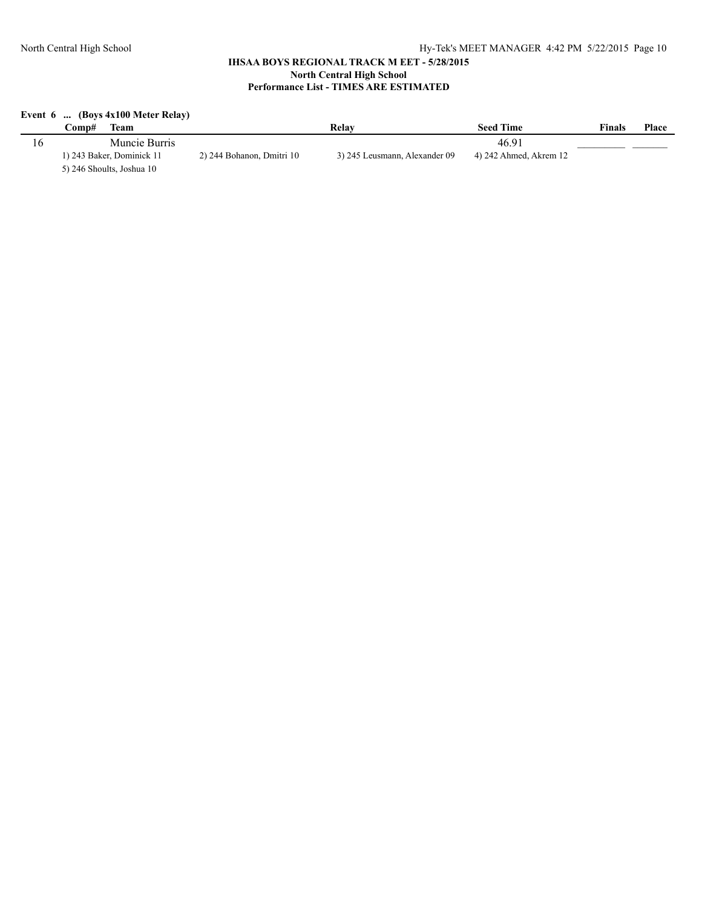### IHSAA BOYS REGIONAL TRACK MEET - 5/28/2015
### North Central High School
### Performance List - TIMES ARE ESTIMATED

**Event 6 ... (Boys 4x100 Meter Relay)**

| Comp# | Team | Relay | Seed Time | Finals | Place |
|---|---|---|---|---|---|
| 16 | Muncie Burris | | 46.91 | _________ | _______ |

1) 243 Baker, Dominick 11 2) 244 Bohanon, Dmitri 10 3) 245 Leusmann, Alexander 09 4) 242 Ahmed, Akrem 12
5) 246 Shoults, Joshua 10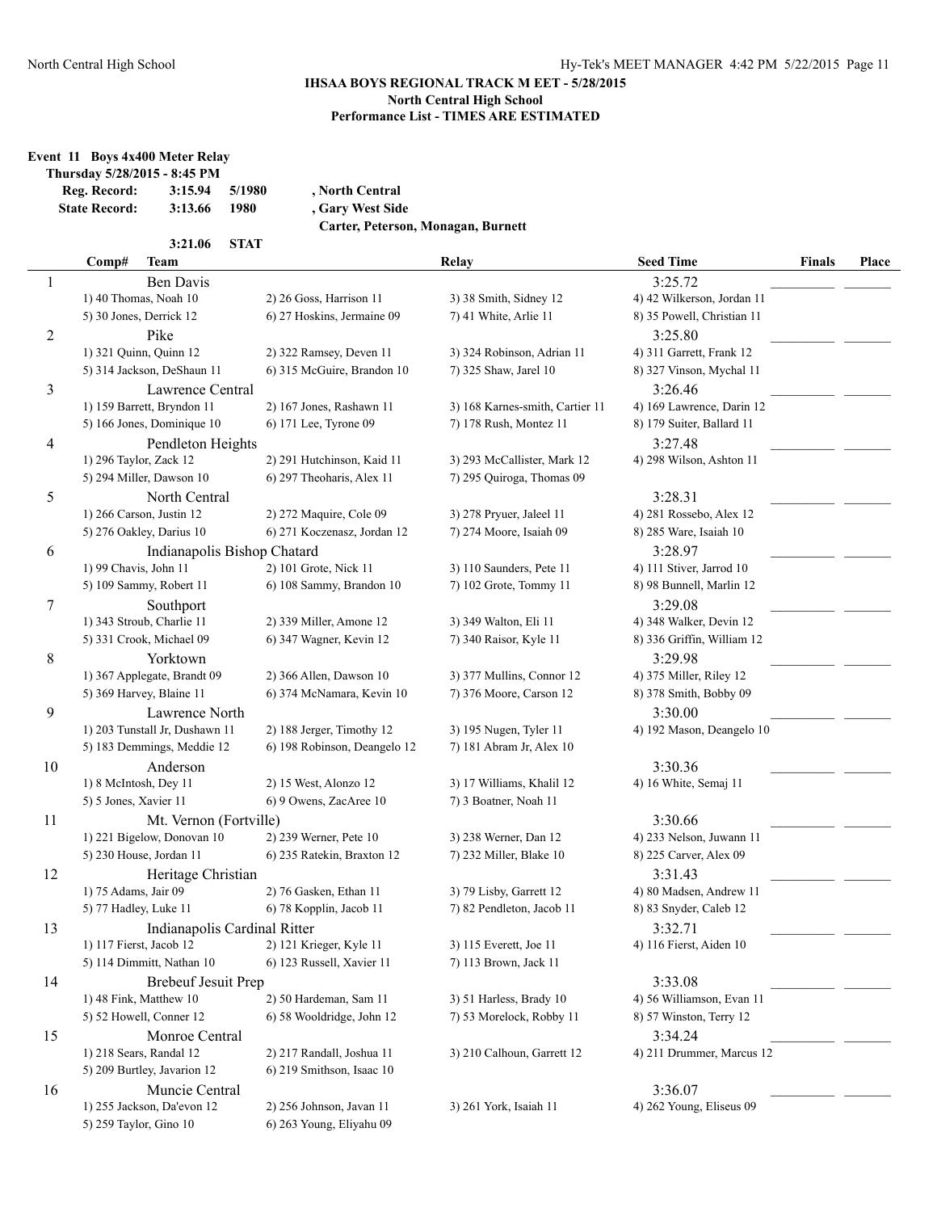# IHSAA BOYS REGIONAL TRACK M EET - 5/28/2015

**North Central High School**

**Performance List - TIMES ARE ESTIMATED**

**Event 11 Boys 4x400 Meter Relay**

**Thursday 5/28/2015 - 8:45 PM**

| | | | |
|---|---|---|---|
| **Reg. Record:** | **3:15.94** | **5/1980** | **, North Central** |
| **State Record:** | **3:13.66** | **1980** | **, Gary West Side** |
| | | | **Carter, Peterson, Monagan, Burnett** |
| | **3:21.06** | **STAT** | |

| Comp# | Team | Relay | Seed Time | Finals | Place |
|---|---|---|---|---|---|
| 1 | Ben Davis | | 3:25.72 | _________ | _______ |
| | 1) 40 Thomas, Noah 10; 2) 26 Goss, Harrison 11; 3) 38 Smith, Sidney 12; 4) 42 Wilkerson, Jordan 11; 5) 30 Jones, Derrick 12; 6) 27 Hoskins, Jermaine 09; 7) 41 White, Arlie 11; 8) 35 Powell, Christian 11 | | | | |
| 2 | Pike | | 3:25.80 | _________ | _______ |
| | 1) 321 Quinn, Quinn 12; 2) 322 Ramsey, Deven 11; 3) 324 Robinson, Adrian 11; 4) 311 Garrett, Frank 12; 5) 314 Jackson, DeShaun 11; 6) 315 McGuire, Brandon 10; 7) 325 Shaw, Jarel 10; 8) 327 Vinson, Mychal 11 | | | | |
| 3 | Lawrence Central | | 3:26.46 | _________ | _______ |
| | 1) 159 Barrett, Bryndon 11; 2) 167 Jones, Rashawn 11; 3) 168 Karnes-smith, Cartier 11; 4) 169 Lawrence, Darin 12; 5) 166 Jones, Dominique 10; 6) 171 Lee, Tyrone 09; 7) 178 Rush, Montez 11; 8) 179 Suiter, Ballard 11 | | | | |
| 4 | Pendleton Heights | | 3:27.48 | _________ | _______ |
| | 1) 296 Taylor, Zack 12; 2) 291 Hutchinson, Kaid 11; 3) 293 McCallister, Mark 12; 4) 298 Wilson, Ashton 11; 5) 294 Miller, Dawson 10; 6) 297 Theoharis, Alex 11; 7) 295 Quiroga, Thomas 09 | | | | |
| 5 | North Central | | 3:28.31 | _________ | _______ |
| | 1) 266 Carson, Justin 12; 2) 272 Maquire, Cole 09; 3) 278 Pryuer, Jaleel 11; 4) 281 Rossebo, Alex 12; 5) 276 Oakley, Darius 10; 6) 271 Koczenasz, Jordan 12; 7) 274 Moore, Isaiah 09; 8) 285 Ware, Isaiah 10 | | | | |
| 6 | Indianapolis Bishop Chatard | | 3:28.97 | _________ | _______ |
| | 1) 99 Chavis, John 11; 2) 101 Grote, Nick 11; 3) 110 Saunders, Pete 11; 4) 111 Stiver, Jarrod 10; 5) 109 Sammy, Robert 11; 6) 108 Sammy, Brandon 10; 7) 102 Grote, Tommy 11; 8) 98 Bunnell, Marlin 12 | | | | |
| 7 | Southport | | 3:29.08 | _________ | _______ |
| | 1) 343 Stroub, Charlie 11; 2) 339 Miller, Amone 12; 3) 349 Walton, Eli 11; 4) 348 Walker, Devin 12; 5) 331 Crook, Michael 09; 6) 347 Wagner, Kevin 12; 7) 340 Raisor, Kyle 11; 8) 336 Griffin, William 12 | | | | |
| 8 | Yorktown | | 3:29.98 | _________ | _______ |
| | 1) 367 Applegate, Brandt 09; 2) 366 Allen, Dawson 10; 3) 377 Mullins, Connor 12; 4) 375 Miller, Riley 12; 5) 369 Harvey, Blaine 11; 6) 374 McNamara, Kevin 10; 7) 376 Moore, Carson 12; 8) 378 Smith, Bobby 09 | | | | |
| 9 | Lawrence North | | 3:30.00 | _________ | _______ |
| | 1) 203 Tunstall Jr, Dushawn 11; 2) 188 Jerger, Timothy 12; 3) 195 Nugen, Tyler 11; 4) 192 Mason, Deangelo 10; 5) 183 Demmings, Meddie 12; 6) 198 Robinson, Deangelo 12; 7) 181 Abram Jr, Alex 10 | | | | |
| 10 | Anderson | | 3:30.36 | _________ | _______ |
| | 1) 8 McIntosh, Dey 11; 2) 15 West, Alonzo 12; 3) 17 Williams, Khalil 12; 4) 16 White, Semaj 11; 5) 5 Jones, Xavier 11; 6) 9 Owens, ZacAree 10; 7) 3 Boatner, Noah 11 | | | | |
| 11 | Mt. Vernon (Fortville) | | 3:30.66 | _________ | _______ |
| | 1) 221 Bigelow, Donovan 10; 2) 239 Werner, Pete 10; 3) 238 Werner, Dan 12; 4) 233 Nelson, Juwann 11; 5) 230 House, Jordan 11; 6) 235 Ratekin, Braxton 12; 7) 232 Miller, Blake 10; 8) 225 Carver, Alex 09 | | | | |
| 12 | Heritage Christian | | 3:31.43 | _________ | _______ |
| | 1) 75 Adams, Jair 09; 2) 76 Gasken, Ethan 11; 3) 79 Lisby, Garrett 12; 4) 80 Madsen, Andrew 11; 5) 77 Hadley, Luke 11; 6) 78 Kopplin, Jacob 11; 7) 82 Pendleton, Jacob 11; 8) 83 Snyder, Caleb 12 | | | | |
| 13 | Indianapolis Cardinal Ritter | | 3:32.71 | _________ | _______ |
| | 1) 117 Fierst, Jacob 12; 2) 121 Krieger, Kyle 11; 3) 115 Everett, Joe 11; 4) 116 Fierst, Aiden 10; 5) 114 Dimmitt, Nathan 10; 6) 123 Russell, Xavier 11; 7) 113 Brown, Jack 11 | | | | |
| 14 | Brebeuf Jesuit Prep | | 3:33.08 | _________ | _______ |
| | 1) 48 Fink, Matthew 10; 2) 50 Hardeman, Sam 11; 3) 51 Harless, Brady 10; 4) 56 Williamson, Evan 11; 5) 52 Howell, Conner 12; 6) 58 Wooldridge, John 12; 7) 53 Morelock, Robby 11; 8) 57 Winston, Terry 12 | | | | |
| 15 | Monroe Central | | 3:34.24 | _________ | _______ |
| | 1) 218 Sears, Randal 12; 2) 217 Randall, Joshua 11; 3) 210 Calhoun, Garrett 12; 4) 211 Drummer, Marcus 12; 5) 209 Burtley, Javarion 12; 6) 219 Smithson, Isaac 10 | | | | |
| 16 | Muncie Central | | 3:36.07 | _________ | _______ |
| | 1) 255 Jackson, Da'evon 12; 2) 256 Johnson, Javan 11; 3) 261 York, Isaiah 11; 4) 262 Young, Eliseus 09; 5) 259 Taylor, Gino 10; 6) 263 Young, Eliyahu 09 | | | | |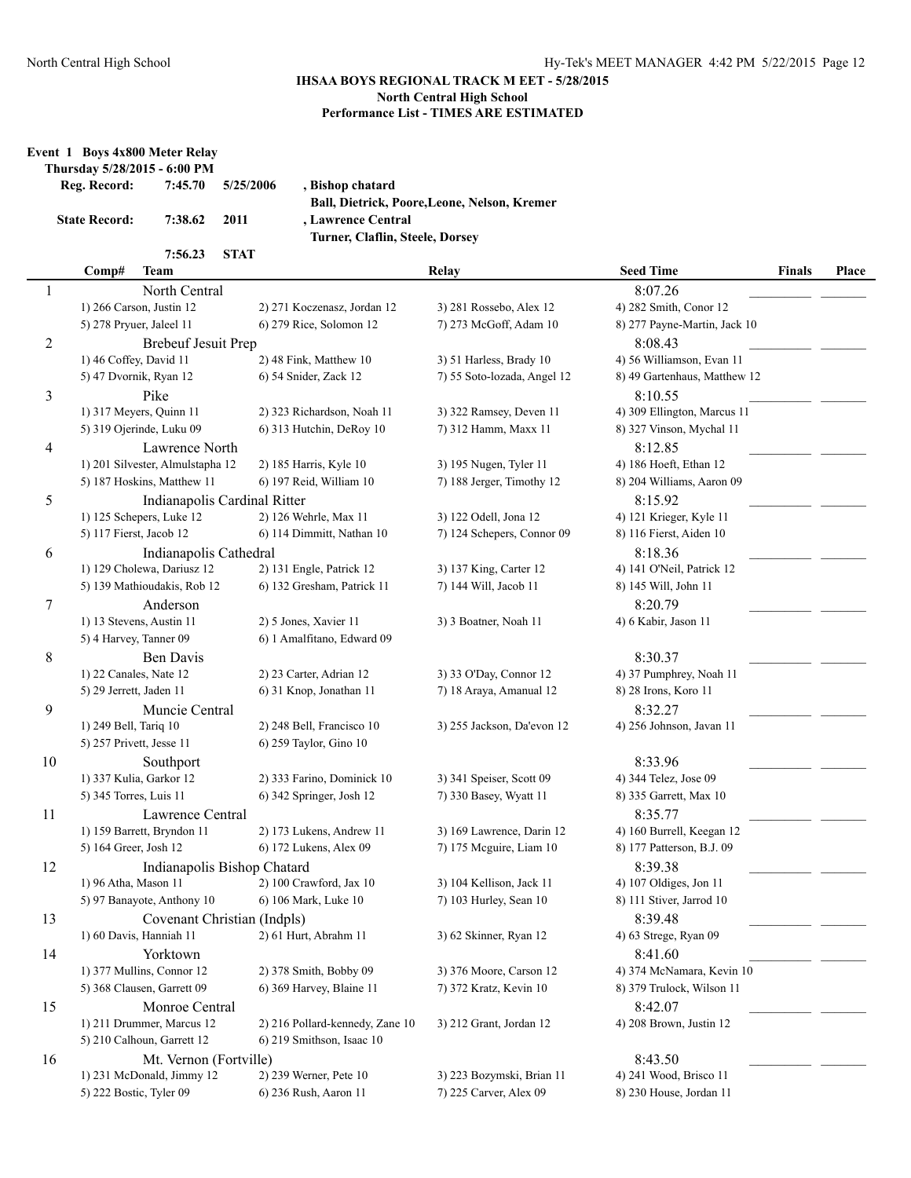# IHSAA BOYS REGIONAL TRACK M EET - 5/28/2015

**North Central High School**

**Performance List - TIMES ARE ESTIMATED**

## Event 1 Boys 4x800 Meter Relay

**Thursday 5/28/2015 - 6:00 PM**

**Reg. Record:** 7:45.70 5/25/2006 , Bishop chatard
Ball, Dietrick, Poore,Leone, Nelson, Kremer

**State Record:** 7:38.62 2011 , Lawrence Central
Turner, Claflin, Steele, Dorsey

7:56.23 STAT

| | Comp# Team | | Relay | Seed Time | Finals | Place |
|---|---|---|---|---|---|---|
| 1 | North Central | | | 8:07.26 | | |
| | 1) 266 Carson, Justin 12 | 2) 271 Koczenasz, Jordan 12 | 3) 281 Rossebo, Alex 12 | 4) 282 Smith, Conor 12 | | |
| | 5) 278 Pryuer, Jaleel 11 | 6) 279 Rice, Solomon 12 | 7) 273 McGoff, Adam 10 | 8) 277 Payne-Martin, Jack 10 | | |
| 2 | Brebeuf Jesuit Prep | | | 8:08.43 | | |
| | 1) 46 Coffey, David 11 | 2) 48 Fink, Matthew 10 | 3) 51 Harless, Brady 10 | 4) 56 Williamson, Evan 11 | | |
| | 5) 47 Dvornik, Ryan 12 | 6) 54 Snider, Zack 12 | 7) 55 Soto-lozada, Angel 12 | 8) 49 Gartenhaus, Matthew 12 | | |
| 3 | Pike | | | 8:10.55 | | |
| | 1) 317 Meyers, Quinn 11 | 2) 323 Richardson, Noah 11 | 3) 322 Ramsey, Deven 11 | 4) 309 Ellington, Marcus 11 | | |
| | 5) 319 Ojerinde, Luku 09 | 6) 313 Hutchin, DeRoy 10 | 7) 312 Hamm, Maxx 11 | 8) 327 Vinson, Mychal 11 | | |
| 4 | Lawrence North | | | 8:12.85 | | |
| | 1) 201 Silvester, Almulstapha 12 | 2) 185 Harris, Kyle 10 | 3) 195 Nugen, Tyler 11 | 4) 186 Hoeft, Ethan 12 | | |
| | 5) 187 Hoskins, Matthew 11 | 6) 197 Reid, William 10 | 7) 188 Jerger, Timothy 12 | 8) 204 Williams, Aaron 09 | | |
| 5 | Indianapolis Cardinal Ritter | | | 8:15.92 | | |
| | 1) 125 Schepers, Luke 12 | 2) 126 Wehrle, Max 11 | 3) 122 Odell, Jona 12 | 4) 121 Krieger, Kyle 11 | | |
| | 5) 117 Fierst, Jacob 12 | 6) 114 Dimmitt, Nathan 10 | 7) 124 Schepers, Connor 09 | 8) 116 Fierst, Aiden 10 | | |
| 6 | Indianapolis Cathedral | | | 8:18.36 | | |
| | 1) 129 Cholewa, Dariusz 12 | 2) 131 Engle, Patrick 12 | 3) 137 King, Carter 12 | 4) 141 O'Neil, Patrick 12 | | |
| | 5) 139 Mathioudakis, Rob 12 | 6) 132 Gresham, Patrick 11 | 7) 144 Will, Jacob 11 | 8) 145 Will, John 11 | | |
| 7 | Anderson | | | 8:20.79 | | |
| | 1) 13 Stevens, Austin 11 | 2) 5 Jones, Xavier 11 | 3) 3 Boatner, Noah 11 | 4) 6 Kabir, Jason 11 | | |
| | 5) 4 Harvey, Tanner 09 | 6) 1 Amalfitano, Edward 09 | | | | |
| 8 | Ben Davis | | | 8:30.37 | | |
| | 1) 22 Canales, Nate 12 | 2) 23 Carter, Adrian 12 | 3) 33 O'Day, Connor 12 | 4) 37 Pumphrey, Noah 11 | | |
| | 5) 29 Jerrett, Jaden 11 | 6) 31 Knop, Jonathan 11 | 7) 18 Araya, Amanual 12 | 8) 28 Irons, Koro 11 | | |
| 9 | Muncie Central | | | 8:32.27 | | |
| | 1) 249 Bell, Tariq 10 | 2) 248 Bell, Francisco 10 | 3) 255 Jackson, Da'evon 12 | 4) 256 Johnson, Javan 11 | | |
| | 5) 257 Privett, Jesse 11 | 6) 259 Taylor, Gino 10 | | | | |
| 10 | Southport | | | 8:33.96 | | |
| | 1) 337 Kulia, Garkor 12 | 2) 333 Farino, Dominick 10 | 3) 341 Speiser, Scott 09 | 4) 344 Telez, Jose 09 | | |
| | 5) 345 Torres, Luis 11 | 6) 342 Springer, Josh 12 | 7) 330 Basey, Wyatt 11 | 8) 335 Garrett, Max 10 | | |
| 11 | Lawrence Central | | | 8:35.77 | | |
| | 1) 159 Barrett, Bryndon 11 | 2) 173 Lukens, Andrew 11 | 3) 169 Lawrence, Darin 12 | 4) 160 Burrell, Keegan 12 | | |
| | 5) 164 Greer, Josh 12 | 6) 172 Lukens, Alex 09 | 7) 175 Mcguire, Liam 10 | 8) 177 Patterson, B.J. 09 | | |
| 12 | Indianapolis Bishop Chatard | | | 8:39.38 | | |
| | 1) 96 Atha, Mason 11 | 2) 100 Crawford, Jax 10 | 3) 104 Kellison, Jack 11 | 4) 107 Oldiges, Jon 11 | | |
| | 5) 97 Banayote, Anthony 10 | 6) 106 Mark, Luke 10 | 7) 103 Hurley, Sean 10 | 8) 111 Stiver, Jarrod 10 | | |
| 13 | Covenant Christian (Indpls) | | | 8:39.48 | | |
| | 1) 60 Davis, Hanniah 11 | 2) 61 Hurt, Abrahm 11 | 3) 62 Skinner, Ryan 12 | 4) 63 Strege, Ryan 09 | | |
| 14 | Yorktown | | | 8:41.60 | | |
| | 1) 377 Mullins, Connor 12 | 2) 378 Smith, Bobby 09 | 3) 376 Moore, Carson 12 | 4) 374 McNamara, Kevin 10 | | |
| | 5) 368 Clausen, Garrett 09 | 6) 369 Harvey, Blaine 11 | 7) 372 Kratz, Kevin 10 | 8) 379 Trulock, Wilson 11 | | |
| 15 | Monroe Central | | | 8:42.07 | | |
| | 1) 211 Drummer, Marcus 12 | 2) 216 Pollard-kennedy, Zane 10 | 3) 212 Grant, Jordan 12 | 4) 208 Brown, Justin 12 | | |
| | 5) 210 Calhoun, Garrett 12 | 6) 219 Smithson, Isaac 10 | | | | |
| 16 | Mt. Vernon (Fortville) | | | 8:43.50 | | |
| | 1) 231 McDonald, Jimmy 12 | 2) 239 Werner, Pete 10 | 3) 223 Bozymski, Brian 11 | 4) 241 Wood, Brisco 11 | | |
| | 5) 222 Bostic, Tyler 09 | 6) 236 Rush, Aaron 11 | 7) 225 Carver, Alex 09 | 8) 230 House, Jordan 11 | | |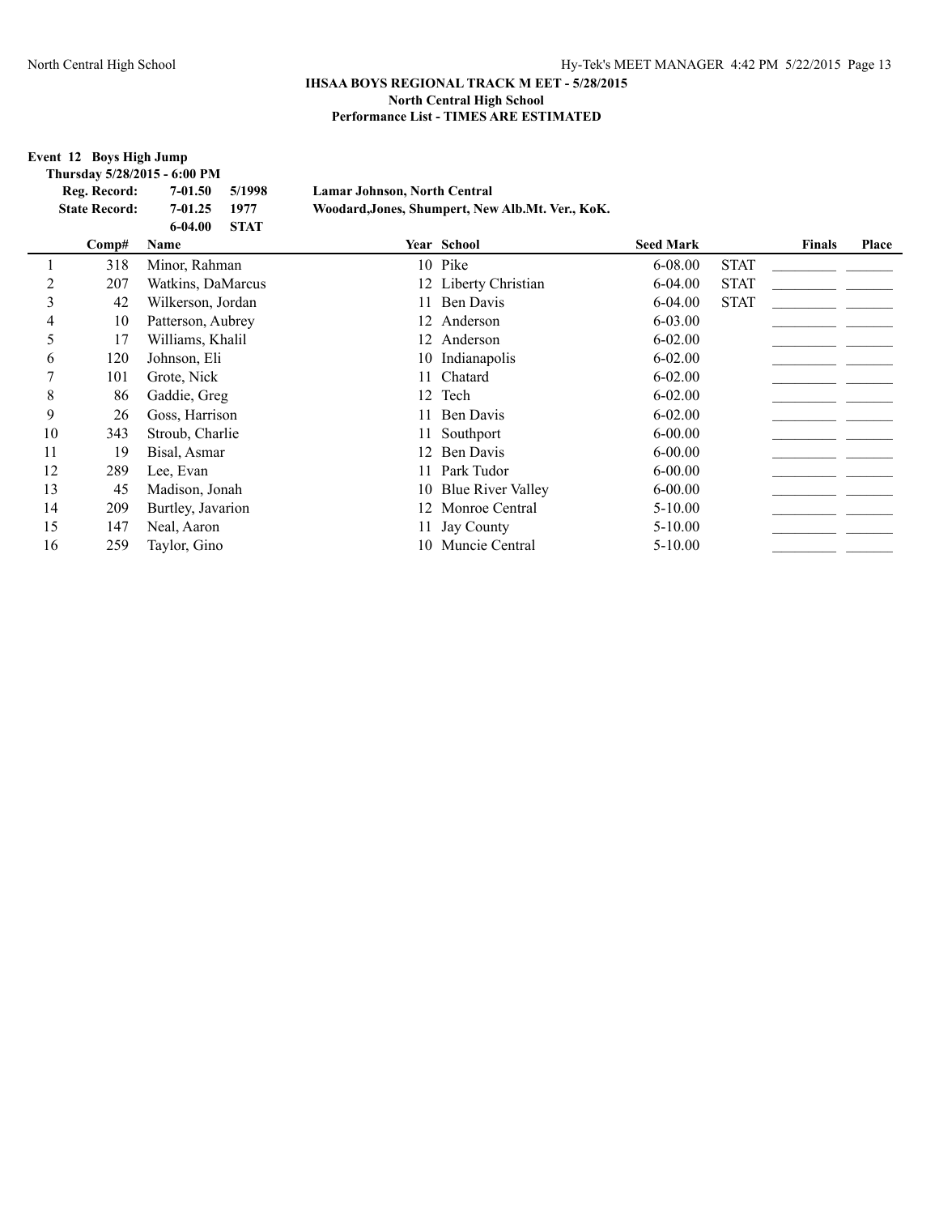## IHSAA BOYS REGIONAL TRACK MEET - 5/28/2015
### North Central High School
### Performance List - TIMES ARE ESTIMATED

**Event 12 Boys High Jump**

**Thursday 5/28/2015 - 6:00 PM**

| | | | |
|---|---|---|---|
| **Reg. Record:** | **7-01.50** | **5/1998** | **Lamar Johnson, North Central** |
| **State Record:** | **7-01.25** | **1977** | **Woodard,Jones, Shumpert, New Alb.Mt. Ver., KoK.** |
| | **6-04.00** | **STAT** | |

| | Comp# | Name | Year | School | Seed Mark | | Finals | Place |
|---|---|---|---|---|---|---|---|---|
| 1 | 318 | Minor, Rahman | 10 | Pike | 6-08.00 | STAT | | |
| 2 | 207 | Watkins, DaMarcus | 12 | Liberty Christian | 6-04.00 | STAT | | |
| 3 | 42 | Wilkerson, Jordan | 11 | Ben Davis | 6-04.00 | STAT | | |
| 4 | 10 | Patterson, Aubrey | 12 | Anderson | 6-03.00 | | | |
| 5 | 17 | Williams, Khalil | 12 | Anderson | 6-02.00 | | | |
| 6 | 120 | Johnson, Eli | 10 | Indianapolis | 6-02.00 | | | |
| 7 | 101 | Grote, Nick | 11 | Chatard | 6-02.00 | | | |
| 8 | 86 | Gaddie, Greg | 12 | Tech | 6-02.00 | | | |
| 9 | 26 | Goss, Harrison | 11 | Ben Davis | 6-02.00 | | | |
| 10 | 343 | Stroub, Charlie | 11 | Southport | 6-00.00 | | | |
| 11 | 19 | Bisal, Asmar | 12 | Ben Davis | 6-00.00 | | | |
| 12 | 289 | Lee, Evan | 11 | Park Tudor | 6-00.00 | | | |
| 13 | 45 | Madison, Jonah | 10 | Blue River Valley | 6-00.00 | | | |
| 14 | 209 | Burtley, Javarion | 12 | Monroe Central | 5-10.00 | | | |
| 15 | 147 | Neal, Aaron | 11 | Jay County | 5-10.00 | | | |
| 16 | 259 | Taylor, Gino | 10 | Muncie Central | 5-10.00 | | | |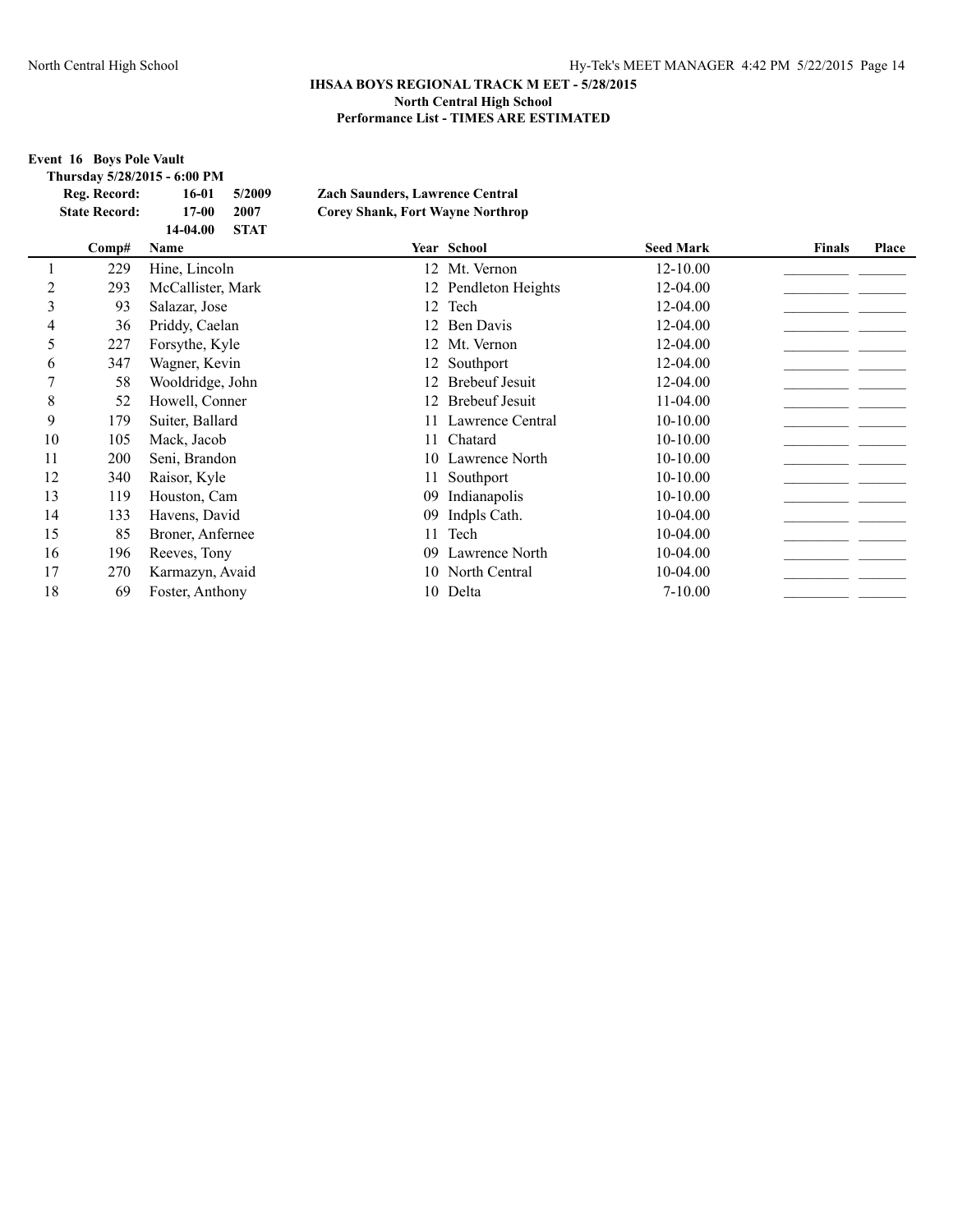**IHSAA BOYS REGIONAL TRACK M EET - 5/28/2015**
**North Central High School**
**Performance List - TIMES ARE ESTIMATED**

**Event 16 Boys Pole Vault**

**Thursday 5/28/2015 - 6:00 PM**

| | | | |
|---|---|---|---|
| **Reg. Record:** | **16-01** | **5/2009** | **Zach Saunders, Lawrence Central** |
| **State Record:** | **17-00** | **2007** | **Corey Shank, Fort Wayne Northrop** |
| | **14-04.00** | **STAT** | |

| | Comp# | Name | Year | School | Seed Mark | Finals | Place |
|---|---|---|---|---|---|---|---|
| 1 | 229 | Hine, Lincoln | 12 | Mt. Vernon | 12-10.00 | _________ | _______ |
| 2 | 293 | McCallister, Mark | 12 | Pendleton Heights | 12-04.00 | _________ | _______ |
| 3 | 93 | Salazar, Jose | 12 | Tech | 12-04.00 | _________ | _______ |
| 4 | 36 | Priddy, Caelan | 12 | Ben Davis | 12-04.00 | _________ | _______ |
| 5 | 227 | Forsythe, Kyle | 12 | Mt. Vernon | 12-04.00 | _________ | _______ |
| 6 | 347 | Wagner, Kevin | 12 | Southport | 12-04.00 | _________ | _______ |
| 7 | 58 | Wooldridge, John | 12 | Brebeuf Jesuit | 12-04.00 | _________ | _______ |
| 8 | 52 | Howell, Conner | 12 | Brebeuf Jesuit | 11-04.00 | _________ | _______ |
| 9 | 179 | Suiter, Ballard | 11 | Lawrence Central | 10-10.00 | _________ | _______ |
| 10 | 105 | Mack, Jacob | 11 | Chatard | 10-10.00 | _________ | _______ |
| 11 | 200 | Seni, Brandon | 10 | Lawrence North | 10-10.00 | _________ | _______ |
| 12 | 340 | Raisor, Kyle | 11 | Southport | 10-10.00 | _________ | _______ |
| 13 | 119 | Houston, Cam | 09 | Indianapolis | 10-10.00 | _________ | _______ |
| 14 | 133 | Havens, David | 09 | Indpls Cath. | 10-04.00 | _________ | _______ |
| 15 | 85 | Broner, Anfernee | 11 | Tech | 10-04.00 | _________ | _______ |
| 16 | 196 | Reeves, Tony | 09 | Lawrence North | 10-04.00 | _________ | _______ |
| 17 | 270 | Karmazyn, Avaid | 10 | North Central | 10-04.00 | _________ | _______ |
| 18 | 69 | Foster, Anthony | 10 | Delta | 7-10.00 | _________ | _______ |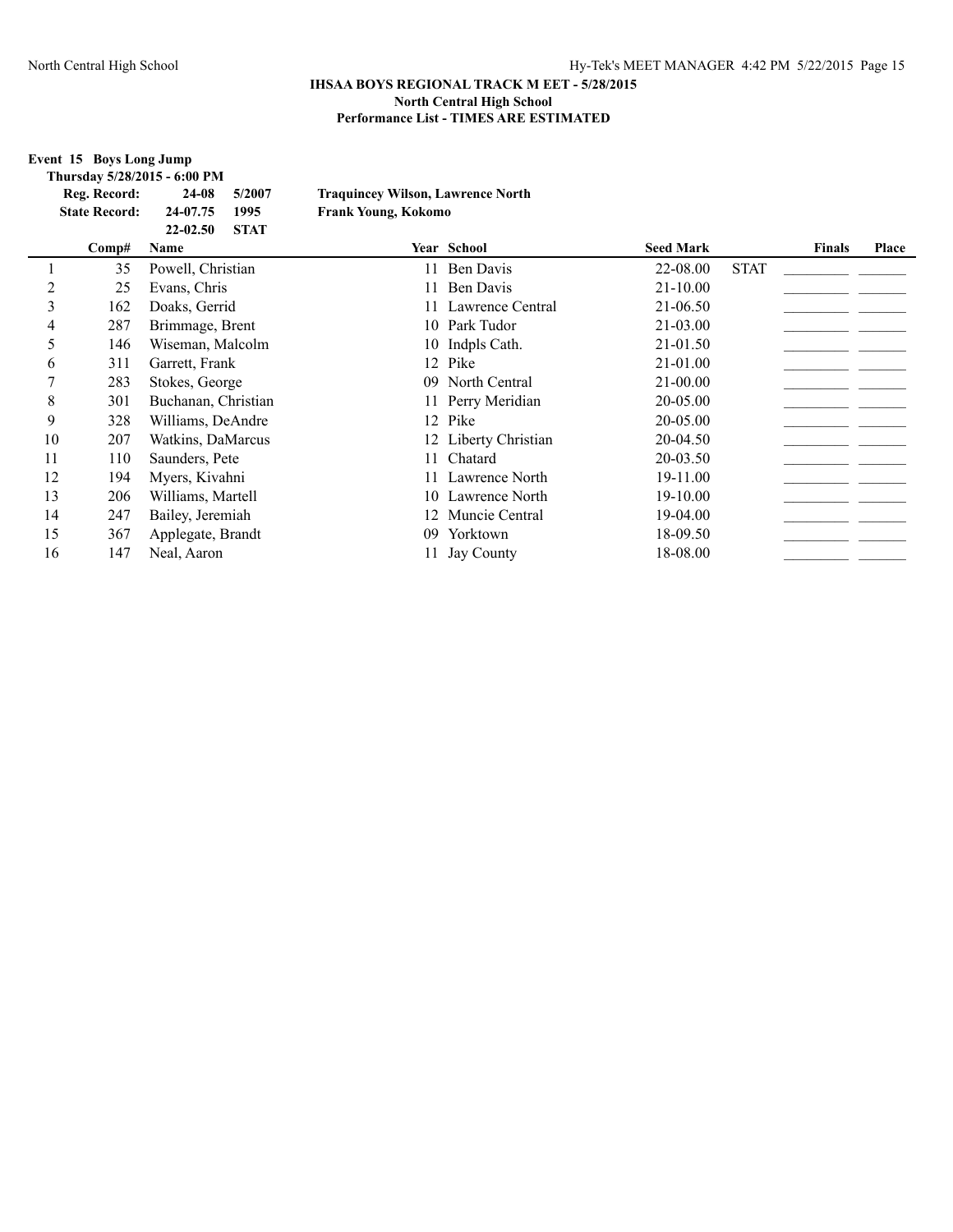### IHSAA BOYS REGIONAL TRACK M EET - 5/28/2015
**North Central High School**
**Performance List - TIMES ARE ESTIMATED**

**Event 15 Boys Long Jump**

**Thursday 5/28/2015 - 6:00 PM**

| | | | |
|---|---|---|---|
| **Reg. Record:** | **24-08** | **5/2007** | **Traquincey Wilson, Lawrence North** |
| **State Record:** | **24-07.75** | **1995** | **Frank Young, Kokomo** |
| | **22-02.50** | **STAT** | |

| | Comp# | Name | Year | School | Seed Mark | | Finals | Place |
|---|---|---|---|---|---|---|---|---|
| 1 | 35 | Powell, Christian | 11 | Ben Davis | 22-08.00 | STAT | _________ | _______ |
| 2 | 25 | Evans, Chris | 11 | Ben Davis | 21-10.00 | | _________ | _______ |
| 3 | 162 | Doaks, Gerrid | 11 | Lawrence Central | 21-06.50 | | _________ | _______ |
| 4 | 287 | Brimmage, Brent | 10 | Park Tudor | 21-03.00 | | _________ | _______ |
| 5 | 146 | Wiseman, Malcolm | 10 | Indpls Cath. | 21-01.50 | | _________ | _______ |
| 6 | 311 | Garrett, Frank | 12 | Pike | 21-01.00 | | _________ | _______ |
| 7 | 283 | Stokes, George | 09 | North Central | 21-00.00 | | _________ | _______ |
| 8 | 301 | Buchanan, Christian | 11 | Perry Meridian | 20-05.00 | | _________ | _______ |
| 9 | 328 | Williams, DeAndre | 12 | Pike | 20-05.00 | | _________ | _______ |
| 10 | 207 | Watkins, DaMarcus | 12 | Liberty Christian | 20-04.50 | | _________ | _______ |
| 11 | 110 | Saunders, Pete | 11 | Chatard | 20-03.50 | | _________ | _______ |
| 12 | 194 | Myers, Kivahni | 11 | Lawrence North | 19-11.00 | | _________ | _______ |
| 13 | 206 | Williams, Martell | 10 | Lawrence North | 19-10.00 | | _________ | _______ |
| 14 | 247 | Bailey, Jeremiah | 12 | Muncie Central | 19-04.00 | | _________ | _______ |
| 15 | 367 | Applegate, Brandt | 09 | Yorktown | 18-09.50 | | _________ | _______ |
| 16 | 147 | Neal, Aaron | 11 | Jay County | 18-08.00 | | _________ | _______ |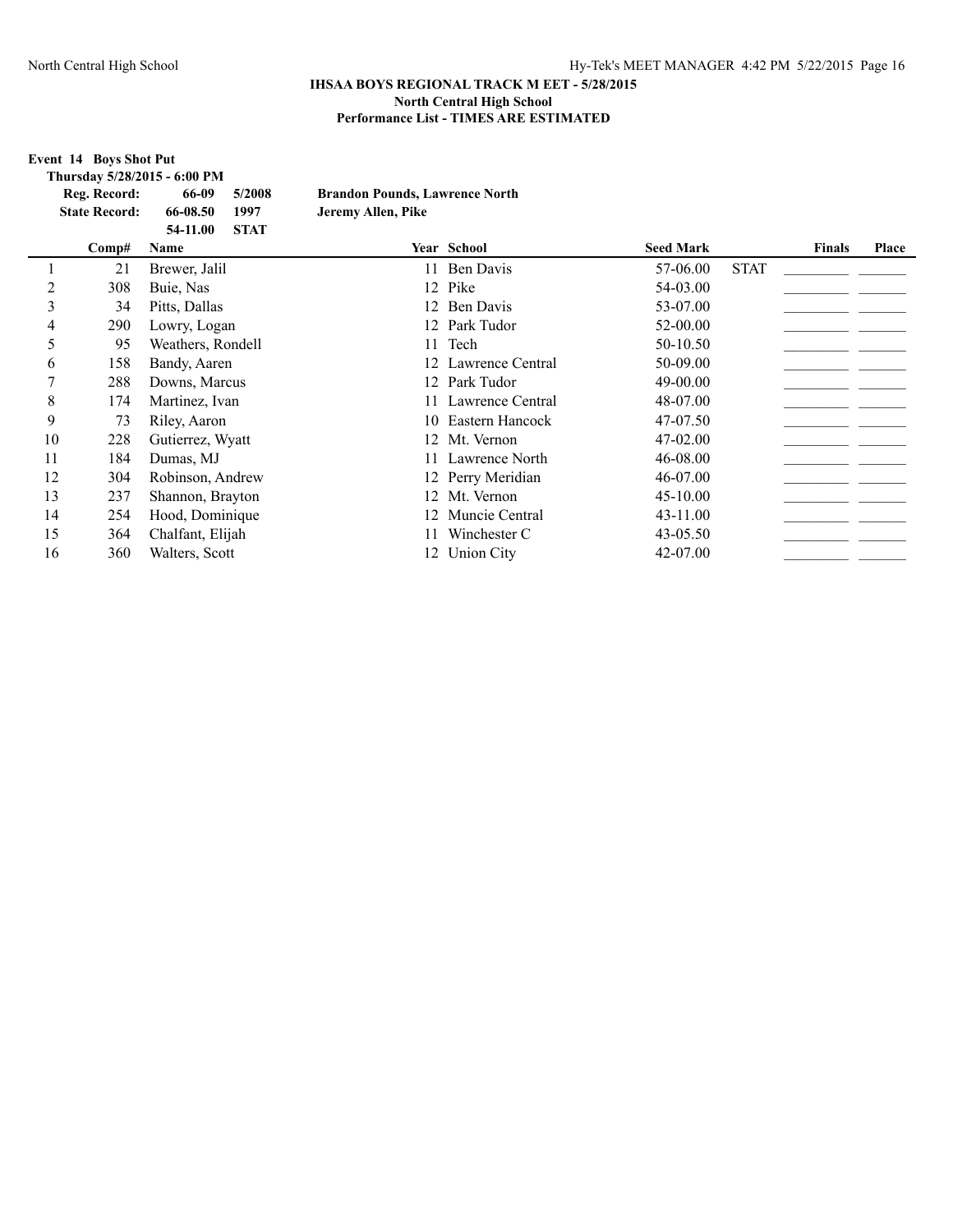## IHSAA BOYS REGIONAL TRACK M EET - 5/28/2015
### North Central High School
### Performance List - TIMES ARE ESTIMATED

**Event 14 Boys Shot Put**

**Thursday 5/28/2015 - 6:00 PM**

| | | | |
|---|---|---|---|
| **Reg. Record:** | **66-09** | **5/2008** | **Brandon Pounds, Lawrence North** |
| **State Record:** | **66-08.50** | **1997** | **Jeremy Allen, Pike** |
| | **54-11.00** | **STAT** | |

| | Comp# | Name | Year | School | Seed Mark | | Finals | Place |
|---|---|---|---|---|---|---|---|---|
| 1 | 21 | Brewer, Jalil | 11 | Ben Davis | 57-06.00 | STAT | _________ | _______ |
| 2 | 308 | Buie, Nas | 12 | Pike | 54-03.00 | | _________ | _______ |
| 3 | 34 | Pitts, Dallas | 12 | Ben Davis | 53-07.00 | | _________ | _______ |
| 4 | 290 | Lowry, Logan | 12 | Park Tudor | 52-00.00 | | _________ | _______ |
| 5 | 95 | Weathers, Rondell | 11 | Tech | 50-10.50 | | _________ | _______ |
| 6 | 158 | Bandy, Aaren | 12 | Lawrence Central | 50-09.00 | | _________ | _______ |
| 7 | 288 | Downs, Marcus | 12 | Park Tudor | 49-00.00 | | _________ | _______ |
| 8 | 174 | Martinez, Ivan | 11 | Lawrence Central | 48-07.00 | | _________ | _______ |
| 9 | 73 | Riley, Aaron | 10 | Eastern Hancock | 47-07.50 | | _________ | _______ |
| 10 | 228 | Gutierrez, Wyatt | 12 | Mt. Vernon | 47-02.00 | | _________ | _______ |
| 11 | 184 | Dumas, MJ | 11 | Lawrence North | 46-08.00 | | _________ | _______ |
| 12 | 304 | Robinson, Andrew | 12 | Perry Meridian | 46-07.00 | | _________ | _______ |
| 13 | 237 | Shannon, Brayton | 12 | Mt. Vernon | 45-10.00 | | _________ | _______ |
| 14 | 254 | Hood, Dominique | 12 | Muncie Central | 43-11.00 | | _________ | _______ |
| 15 | 364 | Chalfant, Elijah | 11 | Winchester C | 43-05.50 | | _________ | _______ |
| 16 | 360 | Walters, Scott | 12 | Union City | 42-07.00 | | _________ | _______ |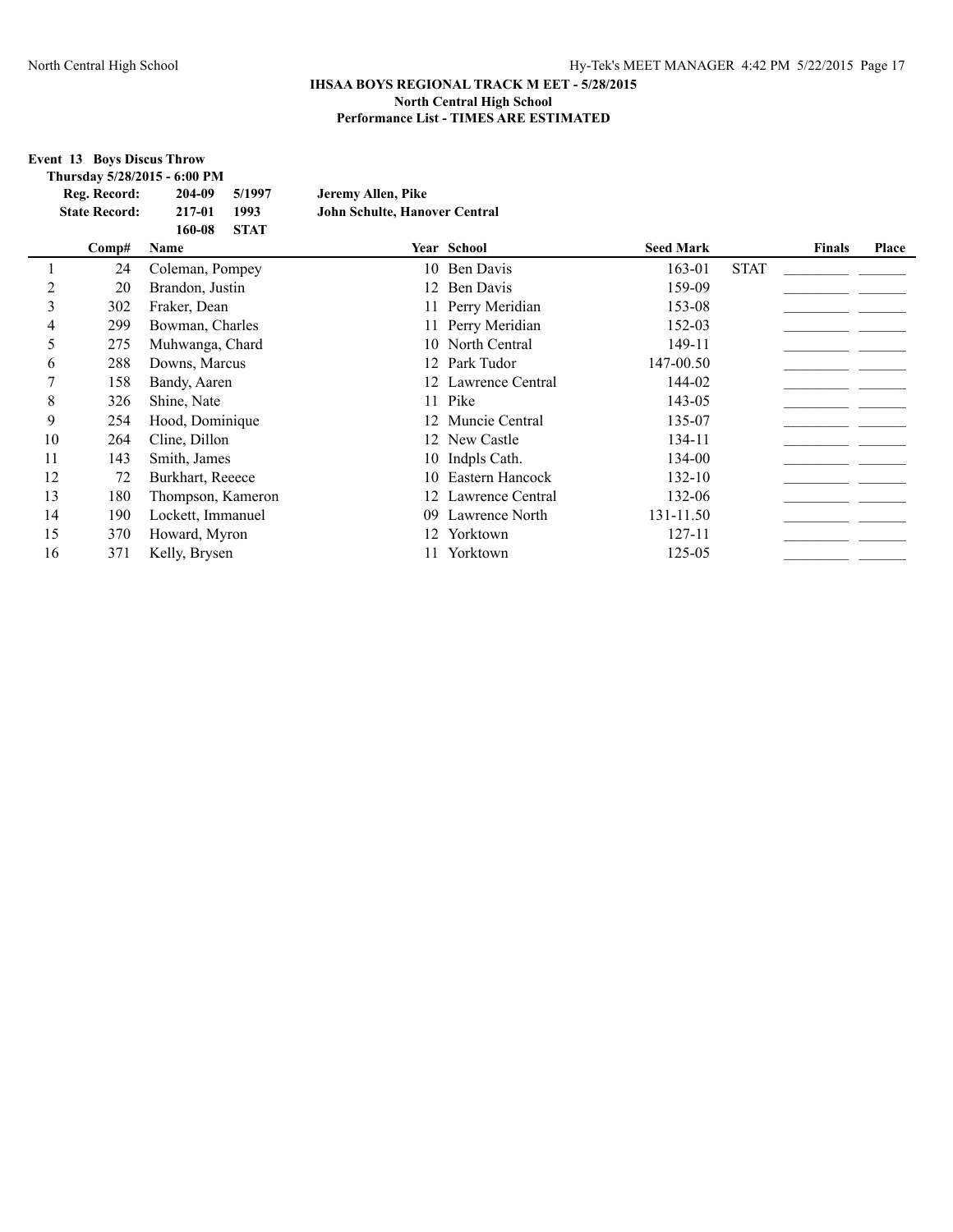## IHSAA BOYS REGIONAL TRACK M EET - 5/28/2015
### North Central High School
### Performance List - TIMES ARE ESTIMATED

**Event 13 Boys Discus Throw**

**Thursday 5/28/2015 - 6:00 PM**

| | | | |
|---|---|---|---|
| **Reg. Record:** | **204-09** | **5/1997** | **Jeremy Allen, Pike** |
| **State Record:** | **217-01** | **1993** | **John Schulte, Hanover Central** |
| | **160-08** | **STAT** | |

| | Comp# | Name | Year | School | Seed Mark | | Finals | Place |
|---|---|---|---|---|---|---|---|---|
| 1 | 24 | Coleman, Pompey | 10 | Ben Davis | 163-01 | STAT | _________ | _______ |
| 2 | 20 | Brandon, Justin | 12 | Ben Davis | 159-09 | | _________ | _______ |
| 3 | 302 | Fraker, Dean | 11 | Perry Meridian | 153-08 | | _________ | _______ |
| 4 | 299 | Bowman, Charles | 11 | Perry Meridian | 152-03 | | _________ | _______ |
| 5 | 275 | Muhwanga, Chard | 10 | North Central | 149-11 | | _________ | _______ |
| 6 | 288 | Downs, Marcus | 12 | Park Tudor | 147-00.50 | | _________ | _______ |
| 7 | 158 | Bandy, Aaren | 12 | Lawrence Central | 144-02 | | _________ | _______ |
| 8 | 326 | Shine, Nate | 11 | Pike | 143-05 | | _________ | _______ |
| 9 | 254 | Hood, Dominique | 12 | Muncie Central | 135-07 | | _________ | _______ |
| 10 | 264 | Cline, Dillon | 12 | New Castle | 134-11 | | _________ | _______ |
| 11 | 143 | Smith, James | 10 | Indpls Cath. | 134-00 | | _________ | _______ |
| 12 | 72 | Burkhart, Reeece | 10 | Eastern Hancock | 132-10 | | _________ | _______ |
| 13 | 180 | Thompson, Kameron | 12 | Lawrence Central | 132-06 | | _________ | _______ |
| 14 | 190 | Lockett, Immanuel | 09 | Lawrence North | 131-11.50 | | _________ | _______ |
| 15 | 370 | Howard, Myron | 12 | Yorktown | 127-11 | | _________ | _______ |
| 16 | 371 | Kelly, Brysen | 11 | Yorktown | 125-05 | | _________ | _______ |